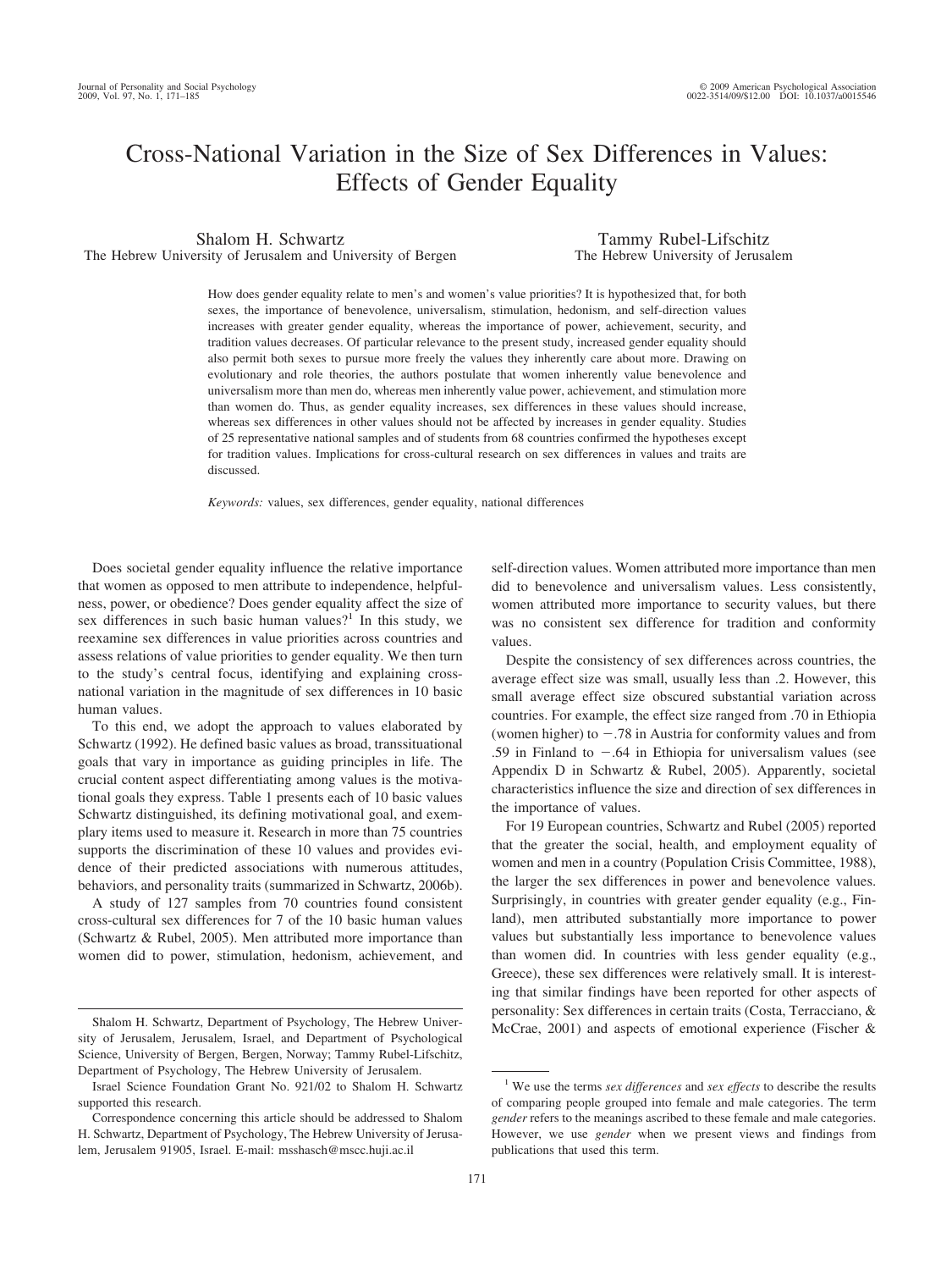# Cross-National Variation in the Size of Sex Differences in Values: Effects of Gender Equality

Shalom H. Schwartz
The Hebrew University of Jerusalem and University of Bergen

Tammy Rubel-Lifschitz
The Hebrew University of Jerusalem

How does gender equality relate to men's and women's value priorities? It is hypothesized that, for both sexes, the importance of benevolence, universalism, stimulation, hedonism, and self-direction values increases with greater gender equality, whereas the importance of power, achievement, security, and tradition values decreases. Of particular relevance to the present study, increased gender equality should also permit both sexes to pursue more freely the values they inherently care about more. Drawing on evolutionary and role theories, the authors postulate that women inherently value benevolence and universalism more than men do, whereas men inherently value power, achievement, and stimulation more than women do. Thus, as gender equality increases, sex differences in these values should increase, whereas sex differences in other values should not be affected by increases in gender equality. Studies of 25 representative national samples and of students from 68 countries confirmed the hypotheses except for tradition values. Implications for cross-cultural research on sex differences in values and traits are discussed.

*Keywords:* values, sex differences, gender equality, national differences

Does societal gender equality influence the relative importance that women as opposed to men attribute to independence, helpfulness, power, or obedience? Does gender equality affect the size of sex differences in such basic human values?[1] In this study, we reexamine sex differences in value priorities across countries and assess relations of value priorities to gender equality. We then turn to the study's central focus, identifying and explaining cross-national variation in the magnitude of sex differences in 10 basic human values.

To this end, we adopt the approach to values elaborated by Schwartz (1992). He defined basic values as broad, transsituational goals that vary in importance as guiding principles in life. The crucial content aspect differentiating among values is the motivational goals they express. Table 1 presents each of 10 basic values Schwartz distinguished, its defining motivational goal, and exemplary items used to measure it. Research in more than 75 countries supports the discrimination of these 10 values and provides evidence of their predicted associations with numerous attitudes, behaviors, and personality traits (summarized in Schwartz, 2006b).

A study of 127 samples from 70 countries found consistent cross-cultural sex differences for 7 of the 10 basic human values (Schwartz & Rubel, 2005). Men attributed more importance than women did to power, stimulation, hedonism, achievement, and self-direction values. Women attributed more importance than men did to benevolence and universalism values. Less consistently, women attributed more importance to security values, but there was no consistent sex difference for tradition and conformity values.

Despite the consistency of sex differences across countries, the average effect size was small, usually less than .2. However, this small average effect size obscured substantial variation across countries. For example, the effect size ranged from .70 in Ethiopia (women higher) to −.78 in Austria for conformity values and from .59 in Finland to −.64 in Ethiopia for universalism values (see Appendix D in Schwartz & Rubel, 2005). Apparently, societal characteristics influence the size and direction of sex differences in the importance of values.

For 19 European countries, Schwartz and Rubel (2005) reported that the greater the social, health, and employment equality of women and men in a country (Population Crisis Committee, 1988), the larger the sex differences in power and benevolence values. Surprisingly, in countries with greater gender equality (e.g., Finland), men attributed substantially more importance to power values but substantially less importance to benevolence values than women did. In countries with less gender equality (e.g., Greece), these sex differences were relatively small. It is interesting that similar findings have been reported for other aspects of personality: Sex differences in certain traits (Costa, Terracciano, & McCrae, 2001) and aspects of emotional experience (Fischer &

---

Shalom H. Schwartz, Department of Psychology, The Hebrew University of Jerusalem, Jerusalem, Israel, and Department of Psychological Science, University of Bergen, Bergen, Norway; Tammy Rubel-Lifschitz, Department of Psychology, The Hebrew University of Jerusalem.

Israel Science Foundation Grant No. 921/02 to Shalom H. Schwartz supported this research.

Correspondence concerning this article should be addressed to Shalom H. Schwartz, Department of Psychology, The Hebrew University of Jerusalem, Jerusalem 91905, Israel. E-mail: msshasch@mscc.huji.ac.il

[1] We use the terms *sex differences* and *sex effects* to describe the results of comparing people grouped into female and male categories. The term *gender* refers to the meanings ascribed to these female and male categories. However, we use *gender* when we present views and findings from publications that used this term.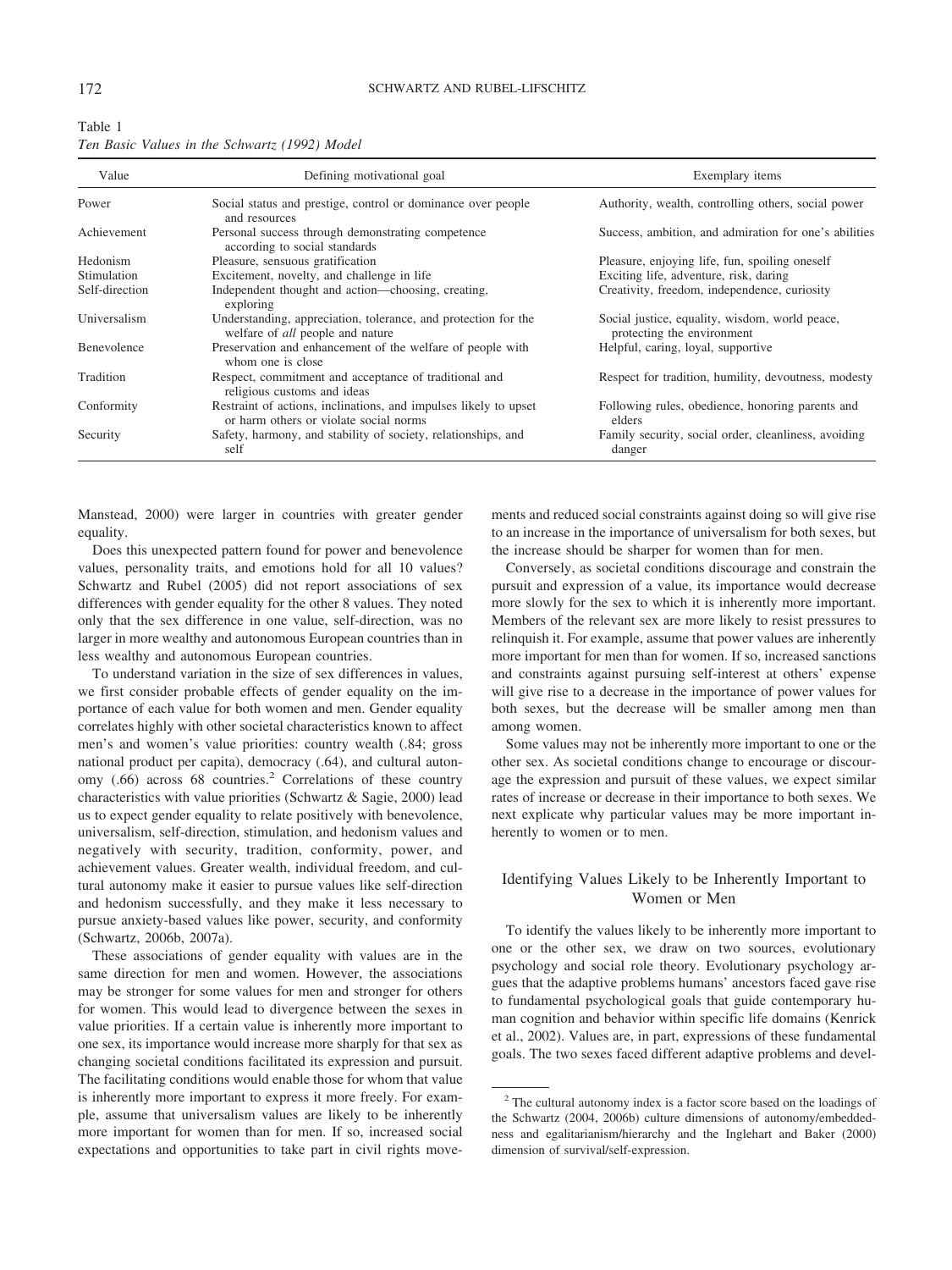Table 1
*Ten Basic Values in the Schwartz (1992) Model*

| Value | Defining motivational goal | Exemplary items |
|---|---|---|
| Power | Social status and prestige, control or dominance over people and resources | Authority, wealth, controlling others, social power |
| Achievement | Personal success through demonstrating competence according to social standards | Success, ambition, and admiration for one's abilities |
| Hedonism | Pleasure, sensuous gratification | Pleasure, enjoying life, fun, spoiling oneself |
| Stimulation | Excitement, novelty, and challenge in life | Exciting life, adventure, risk, daring |
| Self-direction | Independent thought and action—choosing, creating, exploring | Creativity, freedom, independence, curiosity |
| Universalism | Understanding, appreciation, tolerance, and protection for the welfare of *all* people and nature | Social justice, equality, wisdom, world peace, protecting the environment |
| Benevolence | Preservation and enhancement of the welfare of people with whom one is close | Helpful, caring, loyal, supportive |
| Tradition | Respect, commitment and acceptance of traditional and religious customs and ideas | Respect for tradition, humility, devoutness, modesty |
| Conformity | Restraint of actions, inclinations, and impulses likely to upset or harm others or violate social norms | Following rules, obedience, honoring parents and elders |
| Security | Safety, harmony, and stability of society, relationships, and self | Family security, social order, cleanliness, avoiding danger |

Manstead, 2000) were larger in countries with greater gender equality.

Does this unexpected pattern found for power and benevolence values, personality traits, and emotions hold for all 10 values? Schwartz and Rubel (2005) did not report associations of sex differences with gender equality for the other 8 values. They noted only that the sex difference in one value, self-direction, was no larger in more wealthy and autonomous European countries than in less wealthy and autonomous European countries.

To understand variation in the size of sex differences in values, we first consider probable effects of gender equality on the importance of each value for both women and men. Gender equality correlates highly with other societal characteristics known to affect men's and women's value priorities: country wealth (.84; gross national product per capita), democracy (.64), and cultural autonomy (.66) across 68 countries.[2] Correlations of these country characteristics with value priorities (Schwartz & Sagie, 2000) lead us to expect gender equality to relate positively with benevolence, universalism, self-direction, stimulation, and hedonism values and negatively with security, tradition, conformity, power, and achievement values. Greater wealth, individual freedom, and cultural autonomy make it easier to pursue values like self-direction and hedonism successfully, and they make it less necessary to pursue anxiety-based values like power, security, and conformity (Schwartz, 2006b, 2007a).

These associations of gender equality with values are in the same direction for men and women. However, the associations may be stronger for some values for men and stronger for others for women. This would lead to divergence between the sexes in value priorities. If a certain value is inherently more important to one sex, its importance would increase more sharply for that sex as changing societal conditions facilitated its expression and pursuit. The facilitating conditions would enable those for whom that value is inherently more important to express it more freely. For example, assume that universalism values are likely to be inherently more important for women than for men. If so, increased social expectations and opportunities to take part in civil rights movements and reduced social constraints against doing so will give rise to an increase in the importance of universalism for both sexes, but the increase should be sharper for women than for men.

Conversely, as societal conditions discourage and constrain the pursuit and expression of a value, its importance would decrease more slowly for the sex to which it is inherently more important. Members of the relevant sex are more likely to resist pressures to relinquish it. For example, assume that power values are inherently more important for men than for women. If so, increased sanctions and constraints against pursuing self-interest at others' expense will give rise to a decrease in the importance of power values for both sexes, but the decrease will be smaller among men than among women.

Some values may not be inherently more important to one or the other sex. As societal conditions change to encourage or discourage the expression and pursuit of these values, we expect similar rates of increase or decrease in their importance to both sexes. We next explicate why particular values may be more important inherently to women or to men.

## Identifying Values Likely to be Inherently Important to Women or Men

To identify the values likely to be inherently more important to one or the other sex, we draw on two sources, evolutionary psychology and social role theory. Evolutionary psychology argues that the adaptive problems humans' ancestors faced gave rise to fundamental psychological goals that guide contemporary human cognition and behavior within specific life domains (Kenrick et al., 2002). Values are, in part, expressions of these fundamental goals. The two sexes faced different adaptive problems and devel-

[2] The cultural autonomy index is a factor score based on the loadings of the Schwartz (2004, 2006b) culture dimensions of autonomy/embeddedness and egalitarianism/hierarchy and the Inglehart and Baker (2000) dimension of survival/self-expression.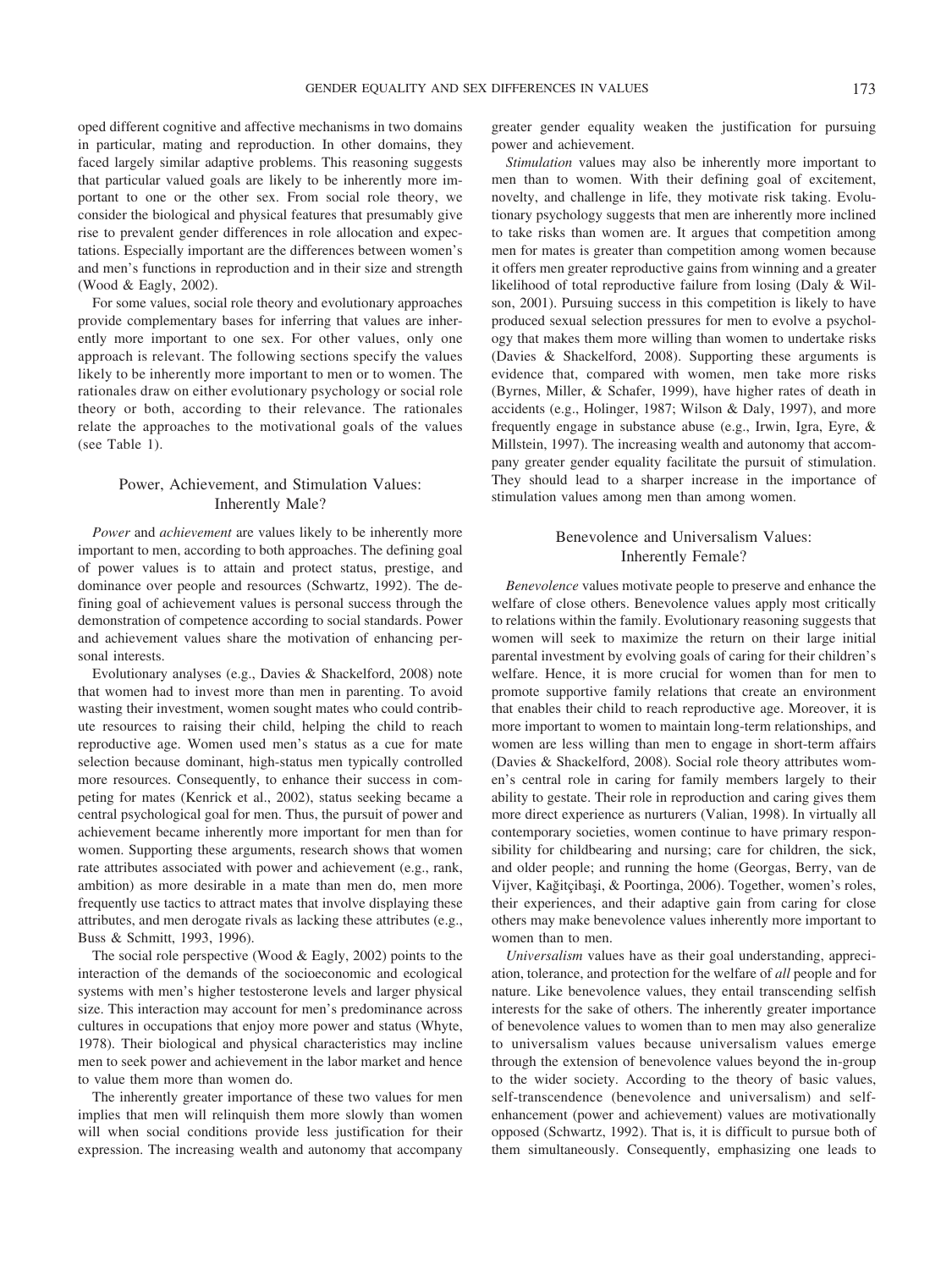oped different cognitive and affective mechanisms in two domains in particular, mating and reproduction. In other domains, they faced largely similar adaptive problems. This reasoning suggests that particular valued goals are likely to be inherently more important to one or the other sex. From social role theory, we consider the biological and physical features that presumably give rise to prevalent gender differences in role allocation and expectations. Especially important are the differences between women's and men's functions in reproduction and in their size and strength (Wood & Eagly, 2002).

For some values, social role theory and evolutionary approaches provide complementary bases for inferring that values are inherently more important to one sex. For other values, only one approach is relevant. The following sections specify the values likely to be inherently more important to men or to women. The rationales draw on either evolutionary psychology or social role theory or both, according to their relevance. The rationales relate the approaches to the motivational goals of the values (see Table 1).

## Power, Achievement, and Stimulation Values: Inherently Male?

*Power* and *achievement* are values likely to be inherently more important to men, according to both approaches. The defining goal of power values is to attain and protect status, prestige, and dominance over people and resources (Schwartz, 1992). The defining goal of achievement values is personal success through the demonstration of competence according to social standards. Power and achievement values share the motivation of enhancing personal interests.

Evolutionary analyses (e.g., Davies & Shackelford, 2008) note that women had to invest more than men in parenting. To avoid wasting their investment, women sought mates who could contribute resources to raising their child, helping the child to reach reproductive age. Women used men's status as a cue for mate selection because dominant, high-status men typically controlled more resources. Consequently, to enhance their success in competing for mates (Kenrick et al., 2002), status seeking became a central psychological goal for men. Thus, the pursuit of power and achievement became inherently more important for men than for women. Supporting these arguments, research shows that women rate attributes associated with power and achievement (e.g., rank, ambition) as more desirable in a mate than men do, men more frequently use tactics to attract mates that involve displaying these attributes, and men derogate rivals as lacking these attributes (e.g., Buss & Schmitt, 1993, 1996).

The social role perspective (Wood & Eagly, 2002) points to the interaction of the demands of the socioeconomic and ecological systems with men's higher testosterone levels and larger physical size. This interaction may account for men's predominance across cultures in occupations that enjoy more power and status (Whyte, 1978). Their biological and physical characteristics may incline men to seek power and achievement in the labor market and hence to value them more than women do.

The inherently greater importance of these two values for men implies that men will relinquish them more slowly than women will when social conditions provide less justification for their expression. The increasing wealth and autonomy that accompany greater gender equality weaken the justification for pursuing power and achievement.

*Stimulation* values may also be inherently more important to men than to women. With their defining goal of excitement, novelty, and challenge in life, they motivate risk taking. Evolutionary psychology suggests that men are inherently more inclined to take risks than women are. It argues that competition among men for mates is greater than competition among women because it offers men greater reproductive gains from winning and a greater likelihood of total reproductive failure from losing (Daly & Wilson, 2001). Pursuing success in this competition is likely to have produced sexual selection pressures for men to evolve a psychology that makes them more willing than women to undertake risks (Davies & Shackelford, 2008). Supporting these arguments is evidence that, compared with women, men take more risks (Byrnes, Miller, & Schafer, 1999), have higher rates of death in accidents (e.g., Holinger, 1987; Wilson & Daly, 1997), and more frequently engage in substance abuse (e.g., Irwin, Igra, Eyre, & Millstein, 1997). The increasing wealth and autonomy that accompany greater gender equality facilitate the pursuit of stimulation. They should lead to a sharper increase in the importance of stimulation values among men than among women.

## Benevolence and Universalism Values: Inherently Female?

*Benevolence* values motivate people to preserve and enhance the welfare of close others. Benevolence values apply most critically to relations within the family. Evolutionary reasoning suggests that women will seek to maximize the return on their large initial parental investment by evolving goals of caring for their children's welfare. Hence, it is more crucial for women than for men to promote supportive family relations that create an environment that enables their child to reach reproductive age. Moreover, it is more important to women to maintain long-term relationships, and women are less willing than men to engage in short-term affairs (Davies & Shackelford, 2008). Social role theory attributes women's central role in caring for family members largely to their ability to gestate. Their role in reproduction and caring gives them more direct experience as nurturers (Valian, 1998). In virtually all contemporary societies, women continue to have primary responsibility for childbearing and nursing; care for children, the sick, and older people; and running the home (Georgas, Berry, van de Vijver, Kağitçibaşi, & Poortinga, 2006). Together, women's roles, their experiences, and their adaptive gain from caring for close others may make benevolence values inherently more important to women than to men.

*Universalism* values have as their goal understanding, appreciation, tolerance, and protection for the welfare of *all* people and for nature. Like benevolence values, they entail transcending selfish interests for the sake of others. The inherently greater importance of benevolence values to women than to men may also generalize to universalism values because universalism values emerge through the extension of benevolence values beyond the in-group to the wider society. According to the theory of basic values, self-transcendence (benevolence and universalism) and self-enhancement (power and achievement) values are motivationally opposed (Schwartz, 1992). That is, it is difficult to pursue both of them simultaneously. Consequently, emphasizing one leads to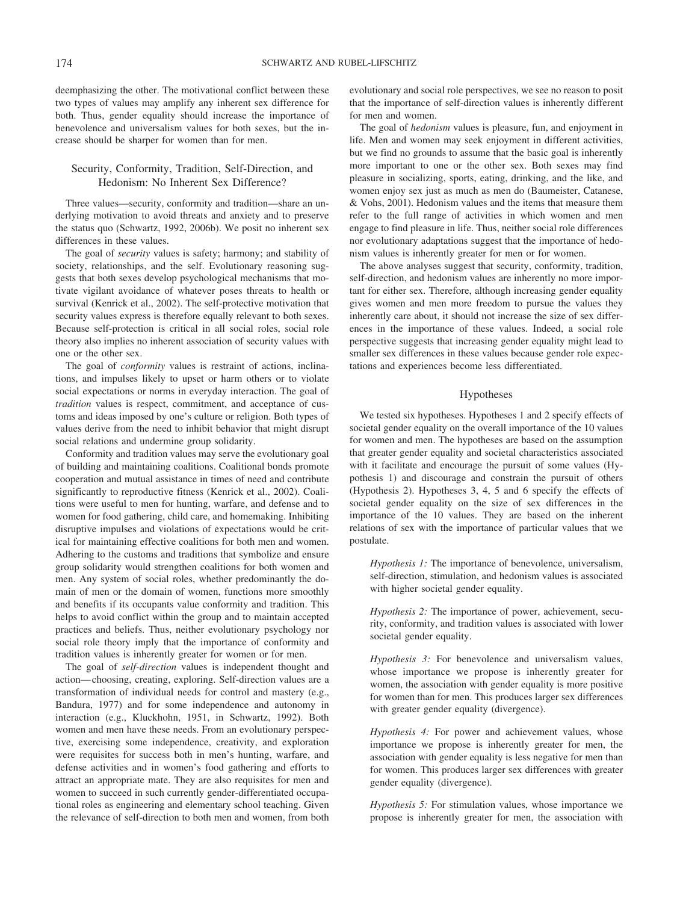deemphasizing the other. The motivational conflict between these two types of values may amplify any inherent sex difference for both. Thus, gender equality should increase the importance of benevolence and universalism values for both sexes, but the increase should be sharper for women than for men.

## Security, Conformity, Tradition, Self-Direction, and Hedonism: No Inherent Sex Difference?

Three values—security, conformity and tradition—share an underlying motivation to avoid threats and anxiety and to preserve the status quo (Schwartz, 1992, 2006b). We posit no inherent sex differences in these values.

The goal of *security* values is safety; harmony; and stability of society, relationships, and the self. Evolutionary reasoning suggests that both sexes develop psychological mechanisms that motivate vigilant avoidance of whatever poses threats to health or survival (Kenrick et al., 2002). The self-protective motivation that security values express is therefore equally relevant to both sexes. Because self-protection is critical in all social roles, social role theory also implies no inherent association of security values with one or the other sex.

The goal of *conformity* values is restraint of actions, inclinations, and impulses likely to upset or harm others or to violate social expectations or norms in everyday interaction. The goal of *tradition* values is respect, commitment, and acceptance of customs and ideas imposed by one's culture or religion. Both types of values derive from the need to inhibit behavior that might disrupt social relations and undermine group solidarity.

Conformity and tradition values may serve the evolutionary goal of building and maintaining coalitions. Coalitional bonds promote cooperation and mutual assistance in times of need and contribute significantly to reproductive fitness (Kenrick et al., 2002). Coalitions were useful to men for hunting, warfare, and defense and to women for food gathering, child care, and homemaking. Inhibiting disruptive impulses and violations of expectations would be critical for maintaining effective coalitions for both men and women. Adhering to the customs and traditions that symbolize and ensure group solidarity would strengthen coalitions for both women and men. Any system of social roles, whether predominantly the domain of men or the domain of women, functions more smoothly and benefits if its occupants value conformity and tradition. This helps to avoid conflict within the group and to maintain accepted practices and beliefs. Thus, neither evolutionary psychology nor social role theory imply that the importance of conformity and tradition values is inherently greater for women or for men.

The goal of *self-direction* values is independent thought and action—choosing, creating, exploring. Self-direction values are a transformation of individual needs for control and mastery (e.g., Bandura, 1977) and for some independence and autonomy in interaction (e.g., Kluckhohn, 1951, in Schwartz, 1992). Both women and men have these needs. From an evolutionary perspective, exercising some independence, creativity, and exploration were requisites for success both in men's hunting, warfare, and defense activities and in women's food gathering and efforts to attract an appropriate mate. They are also requisites for men and women to succeed in such currently gender-differentiated occupational roles as engineering and elementary school teaching. Given the relevance of self-direction to both men and women, from both evolutionary and social role perspectives, we see no reason to posit that the importance of self-direction values is inherently different for men and women.

The goal of *hedonism* values is pleasure, fun, and enjoyment in life. Men and women may seek enjoyment in different activities, but we find no grounds to assume that the basic goal is inherently more important to one or the other sex. Both sexes may find pleasure in socializing, sports, eating, drinking, and the like, and women enjoy sex just as much as men do (Baumeister, Catanese, & Vohs, 2001). Hedonism values and the items that measure them refer to the full range of activities in which women and men engage to find pleasure in life. Thus, neither social role differences nor evolutionary adaptations suggest that the importance of hedonism values is inherently greater for men or for women.

The above analyses suggest that security, conformity, tradition, self-direction, and hedonism values are inherently no more important for either sex. Therefore, although increasing gender equality gives women and men more freedom to pursue the values they inherently care about, it should not increase the size of sex differences in the importance of these values. Indeed, a social role perspective suggests that increasing gender equality might lead to smaller sex differences in these values because gender role expectations and experiences become less differentiated.

## Hypotheses

We tested six hypotheses. Hypotheses 1 and 2 specify effects of societal gender equality on the overall importance of the 10 values for women and men. The hypotheses are based on the assumption that greater gender equality and societal characteristics associated with it facilitate and encourage the pursuit of some values (Hypothesis 1) and discourage and constrain the pursuit of others (Hypothesis 2). Hypotheses 3, 4, 5 and 6 specify the effects of societal gender equality on the size of sex differences in the importance of the 10 values. They are based on the inherent relations of sex with the importance of particular values that we postulate.

> *Hypothesis 1:* The importance of benevolence, universalism, self-direction, stimulation, and hedonism values is associated with higher societal gender equality.

> *Hypothesis 2:* The importance of power, achievement, security, conformity, and tradition values is associated with lower societal gender equality.

> *Hypothesis 3:* For benevolence and universalism values, whose importance we propose is inherently greater for women, the association with gender equality is more positive for women than for men. This produces larger sex differences with greater gender equality (divergence).

> *Hypothesis 4:* For power and achievement values, whose importance we propose is inherently greater for men, the association with gender equality is less negative for men than for women. This produces larger sex differences with greater gender equality (divergence).

> *Hypothesis 5:* For stimulation values, whose importance we propose is inherently greater for men, the association with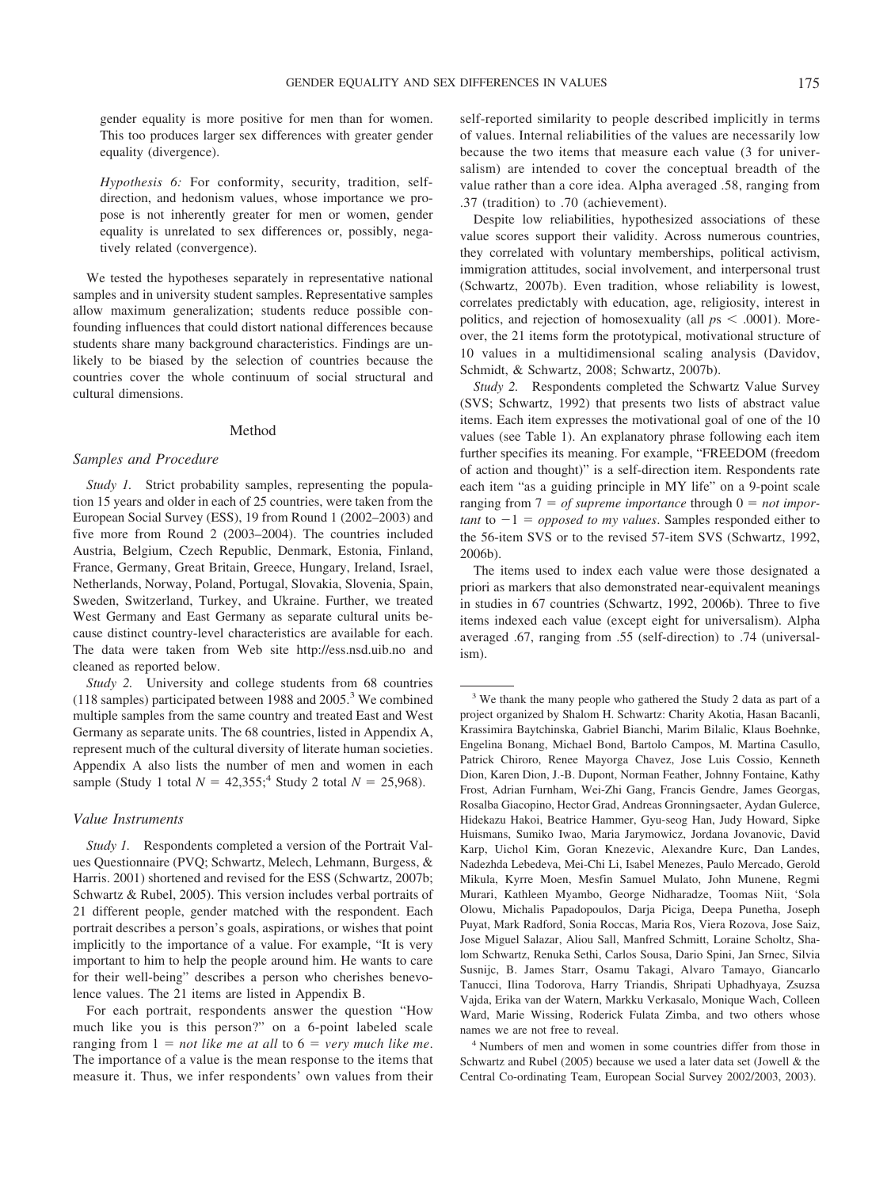gender equality is more positive for men than for women. This too produces larger sex differences with greater gender equality (divergence).

*Hypothesis 6:* For conformity, security, tradition, self-direction, and hedonism values, whose importance we propose is not inherently greater for men or women, gender equality is unrelated to sex differences or, possibly, negatively related (convergence).

We tested the hypotheses separately in representative national samples and in university student samples. Representative samples allow maximum generalization; students reduce possible confounding influences that could distort national differences because students share many background characteristics. Findings are unlikely to be biased by the selection of countries because the countries cover the whole continuum of social structural and cultural dimensions.

## Method

### Samples and Procedure

*Study 1.* Strict probability samples, representing the population 15 years and older in each of 25 countries, were taken from the European Social Survey (ESS), 19 from Round 1 (2002–2003) and five more from Round 2 (2003–2004). The countries included Austria, Belgium, Czech Republic, Denmark, Estonia, Finland, France, Germany, Great Britain, Greece, Hungary, Ireland, Israel, Netherlands, Norway, Poland, Portugal, Slovakia, Slovenia, Spain, Sweden, Switzerland, Turkey, and Ukraine. Further, we treated West Germany and East Germany as separate cultural units because distinct country-level characteristics are available for each. The data were taken from Web site http://ess.nsd.uib.no and cleaned as reported below.

*Study 2.* University and college students from 68 countries (118 samples) participated between 1988 and 2005.[3] We combined multiple samples from the same country and treated East and West Germany as separate units. The 68 countries, listed in Appendix A, represent much of the cultural diversity of literate human societies. Appendix A also lists the number of men and women in each sample (Study 1 total $N = 42{,}355$;[4] Study 2 total $N = 25{,}968$).

### Value Instruments

*Study 1.* Respondents completed a version of the Portrait Values Questionnaire (PVQ; Schwartz, Melech, Lehmann, Burgess, & Harris. 2001) shortened and revised for the ESS (Schwartz, 2007b; Schwartz & Rubel, 2005). This version includes verbal portraits of 21 different people, gender matched with the respondent. Each portrait describes a person's goals, aspirations, or wishes that point implicitly to the importance of a value. For example, "It is very important to him to help the people around him. He wants to care for their well-being" describes a person who cherishes benevolence values. The 21 items are listed in Appendix B.

For each portrait, respondents answer the question "How much like you is this person?" on a 6-point labeled scale ranging from 1 = *not like me at all* to 6 = *very much like me*. The importance of a value is the mean response to the items that measure it. Thus, we infer respondents' own values from their self-reported similarity to people described implicitly in terms of values. Internal reliabilities of the values are necessarily low because the two items that measure each value (3 for universalism) are intended to cover the conceptual breadth of the value rather than a core idea. Alpha averaged .58, ranging from .37 (tradition) to .70 (achievement).

Despite low reliabilities, hypothesized associations of these value scores support their validity. Across numerous countries, they correlated with voluntary memberships, political activism, immigration attitudes, social involvement, and interpersonal trust (Schwartz, 2007b). Even tradition, whose reliability is lowest, correlates predictably with education, age, religiosity, interest in politics, and rejection of homosexuality (all $ps < .0001$). Moreover, the 21 items form the prototypical, motivational structure of 10 values in a multidimensional scaling analysis (Davidov, Schmidt, & Schwartz, 2008; Schwartz, 2007b).

*Study 2.* Respondents completed the Schwartz Value Survey (SVS; Schwartz, 1992) that presents two lists of abstract value items. Each item expresses the motivational goal of one of the 10 values (see Table 1). An explanatory phrase following each item further specifies its meaning. For example, "FREEDOM (freedom of action and thought)" is a self-direction item. Respondents rate each item "as a guiding principle in MY life" on a 9-point scale ranging from 7 = *of supreme importance* through 0 = *not important* to −1 = *opposed to my values*. Samples responded either to the 56-item SVS or to the revised 57-item SVS (Schwartz, 1992, 2006b).

The items used to index each value were those designated a priori as markers that also demonstrated near-equivalent meanings in studies in 67 countries (Schwartz, 1992, 2006b). Three to five items indexed each value (except eight for universalism). Alpha averaged .67, ranging from .55 (self-direction) to .74 (universalism).

---

[3] We thank the many people who gathered the Study 2 data as part of a project organized by Shalom H. Schwartz: Charity Akotia, Hasan Bacanli, Krassimira Baytchinska, Gabriel Bianchi, Marim Bilalic, Klaus Boehnke, Engelina Bonang, Michael Bond, Bartolo Campos, M. Martina Casullo, Patrick Chiroro, Renee Mayorga Chavez, Jose Luis Cossio, Kenneth Dion, Karen Dion, J.-B. Dupont, Norman Feather, Johnny Fontaine, Kathy Frost, Adrian Furnham, Wei-Zhi Gang, Francis Gendre, James Georgas, Rosalba Giacopino, Hector Grad, Andreas Gronningsaeter, Aydan Gulerce, Hidekazu Hakoi, Beatrice Hammer, Gyu-seog Han, Judy Howard, Sipke Huismans, Sumiko Iwao, Maria Jarymowicz, Jordana Jovanovic, David Karp, Uichol Kim, Goran Knezevic, Alexandre Kurc, Dan Landes, Nadezhda Lebedeva, Mei-Chi Li, Isabel Menezes, Paulo Mercado, Gerold Mikula, Kyrre Moen, Mesfin Samuel Mulato, John Munene, Regmi Murari, Kathleen Myambo, George Nidharadze, Toomas Niit, 'Sola Olowu, Michalis Papadopoulos, Darja Piciga, Deepa Punetha, Joseph Puyat, Mark Radford, Sonia Roccas, Maria Ros, Viera Rozova, Jose Saiz, Jose Miguel Salazar, Aliou Sall, Manfred Schmitt, Loraine Scholtz, Shalom Schwartz, Renuka Sethi, Carlos Sousa, Dario Spini, Jan Srnec, Silvia Susnijc, B. James Starr, Osamu Takagi, Alvaro Tamayo, Giancarlo Tanucci, Ilina Todorova, Harry Triandis, Shripati Uphadhyaya, Zsuzsa Vajda, Erika van der Watern, Markku Verkasalo, Monique Wach, Colleen Ward, Marie Wissing, Roderick Fulata Zimba, and two others whose names we are not free to reveal.

[4] Numbers of men and women in some countries differ from those in Schwartz and Rubel (2005) because we used a later data set (Jowell & the Central Co-ordinating Team, European Social Survey 2002/2003, 2003).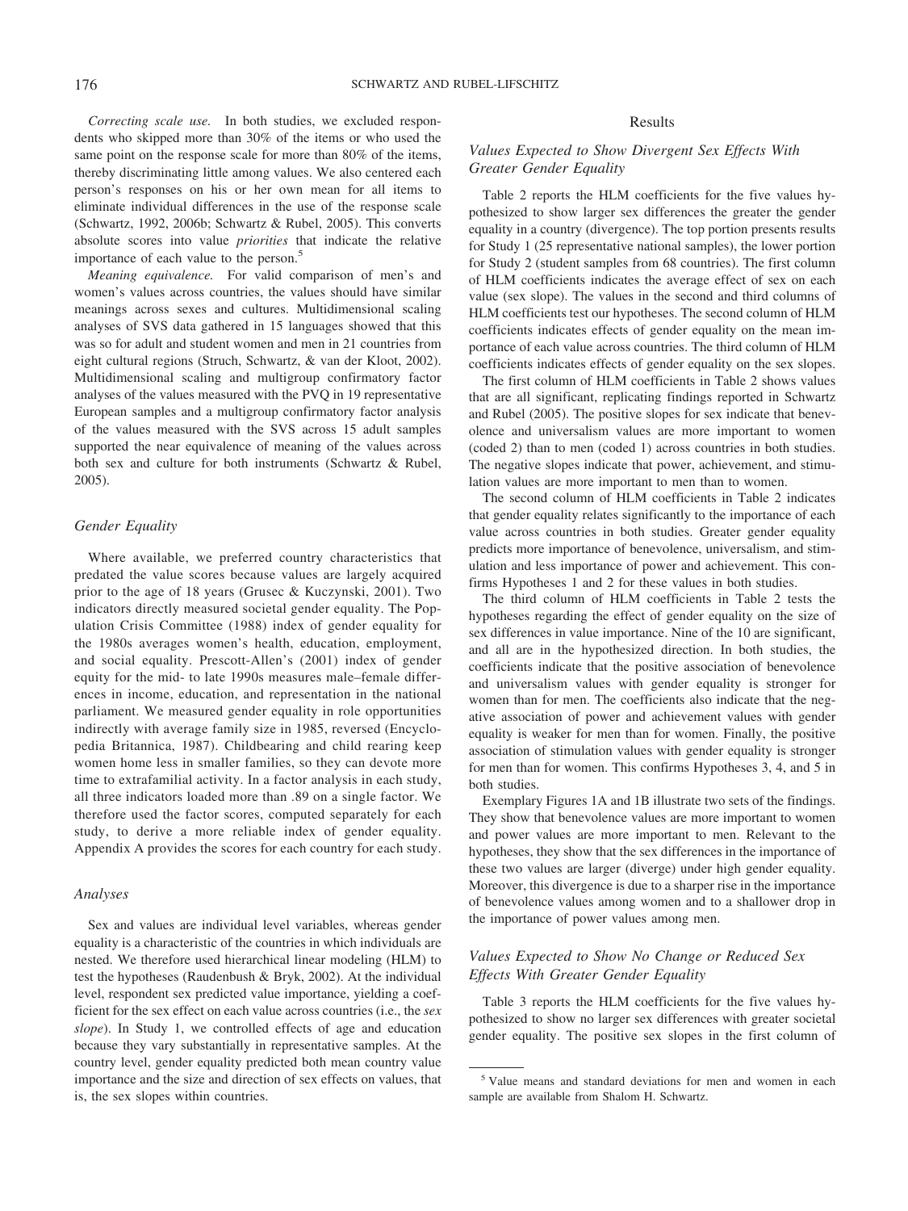*Correcting scale use.* In both studies, we excluded respondents who skipped more than 30% of the items or who used the same point on the response scale for more than 80% of the items, thereby discriminating little among values. We also centered each person's responses on his or her own mean for all items to eliminate individual differences in the use of the response scale (Schwartz, 1992, 2006b; Schwartz & Rubel, 2005). This converts absolute scores into value *priorities* that indicate the relative importance of each value to the person.[5]

*Meaning equivalence.* For valid comparison of men's and women's values across countries, the values should have similar meanings across sexes and cultures. Multidimensional scaling analyses of SVS data gathered in 15 languages showed that this was so for adult and student women and men in 21 countries from eight cultural regions (Struch, Schwartz, & van der Kloot, 2002). Multidimensional scaling and multigroup confirmatory factor analyses of the values measured with the PVQ in 19 representative European samples and a multigroup confirmatory factor analysis of the values measured with the SVS across 15 adult samples supported the near equivalence of meaning of the values across both sex and culture for both instruments (Schwartz & Rubel, 2005).

### Gender Equality

Where available, we preferred country characteristics that predated the value scores because values are largely acquired prior to the age of 18 years (Grusec & Kuczynski, 2001). Two indicators directly measured societal gender equality. The Population Crisis Committee (1988) index of gender equality for the 1980s averages women's health, education, employment, and social equality. Prescott-Allen's (2001) index of gender equity for the mid- to late 1990s measures male–female differences in income, education, and representation in the national parliament. We measured gender equality in role opportunities indirectly with average family size in 1985, reversed (Encyclopedia Britannica, 1987). Childbearing and child rearing keep women home less in smaller families, so they can devote more time to extrafamilial activity. In a factor analysis in each study, all three indicators loaded more than .89 on a single factor. We therefore used the factor scores, computed separately for each study, to derive a more reliable index of gender equality. Appendix A provides the scores for each country for each study.

### Analyses

Sex and values are individual level variables, whereas gender equality is a characteristic of the countries in which individuals are nested. We therefore used hierarchical linear modeling (HLM) to test the hypotheses (Raudenbush & Bryk, 2002). At the individual level, respondent sex predicted value importance, yielding a coefficient for the sex effect on each value across countries (i.e., the *sex slope*). In Study 1, we controlled effects of age and education because they vary substantially in representative samples. At the country level, gender equality predicted both mean country value importance and the size and direction of sex effects on values, that is, the sex slopes within countries.

## Results

### Values Expected to Show Divergent Sex Effects With Greater Gender Equality

Table 2 reports the HLM coefficients for the five values hypothesized to show larger sex differences the greater the gender equality in a country (divergence). The top portion presents results for Study 1 (25 representative national samples), the lower portion for Study 2 (student samples from 68 countries). The first column of HLM coefficients indicates the average effect of sex on each value (sex slope). The values in the second and third columns of HLM coefficients test our hypotheses. The second column of HLM coefficients indicates effects of gender equality on the mean importance of each value across countries. The third column of HLM coefficients indicates effects of gender equality on the sex slopes.

The first column of HLM coefficients in Table 2 shows values that are all significant, replicating findings reported in Schwartz and Rubel (2005). The positive slopes for sex indicate that benevolence and universalism values are more important to women (coded 2) than to men (coded 1) across countries in both studies. The negative slopes indicate that power, achievement, and stimulation values are more important to men than to women.

The second column of HLM coefficients in Table 2 indicates that gender equality relates significantly to the importance of each value across countries in both studies. Greater gender equality predicts more importance of benevolence, universalism, and stimulation and less importance of power and achievement. This confirms Hypotheses 1 and 2 for these values in both studies.

The third column of HLM coefficients in Table 2 tests the hypotheses regarding the effect of gender equality on the size of sex differences in value importance. Nine of the 10 are significant, and all are in the hypothesized direction. In both studies, the coefficients indicate that the positive association of benevolence and universalism values with gender equality is stronger for women than for men. The coefficients also indicate that the negative association of power and achievement values with gender equality is weaker for men than for women. Finally, the positive association of stimulation values with gender equality is stronger for men than for women. This confirms Hypotheses 3, 4, and 5 in both studies.

Exemplary Figures 1A and 1B illustrate two sets of the findings. They show that benevolence values are more important to women and power values are more important to men. Relevant to the hypotheses, they show that the sex differences in the importance of these two values are larger (diverge) under high gender equality. Moreover, this divergence is due to a sharper rise in the importance of benevolence values among women and to a shallower drop in the importance of power values among men.

### Values Expected to Show No Change or Reduced Sex Effects With Greater Gender Equality

Table 3 reports the HLM coefficients for the five values hypothesized to show no larger sex differences with greater societal gender equality. The positive sex slopes in the first column of

[5] Value means and standard deviations for men and women in each sample are available from Shalom H. Schwartz.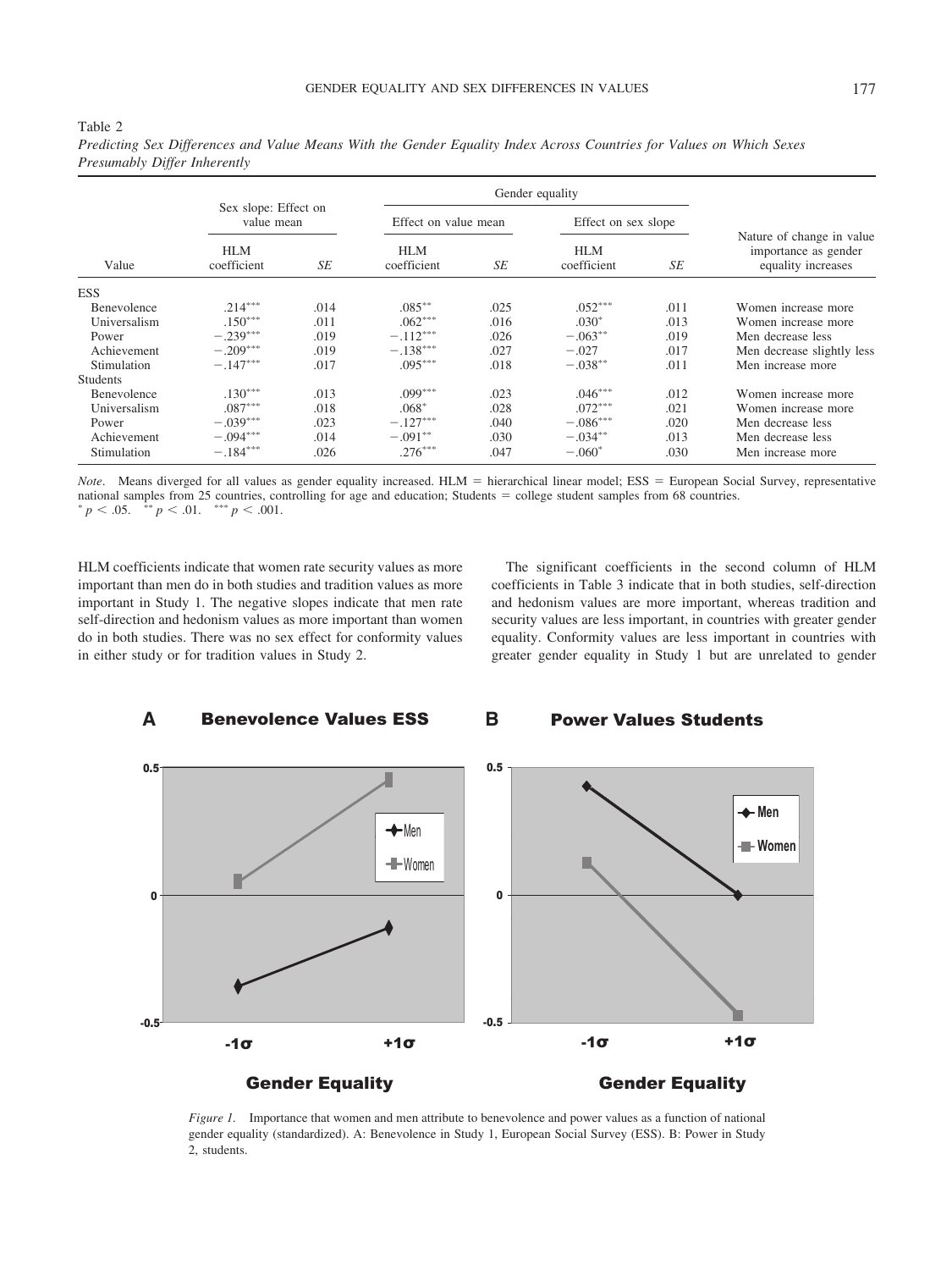Table 2

*Predicting Sex Differences and Value Means With the Gender Equality Index Across Countries for Values on Which Sexes Presumably Differ Inherently*

| Value | Sex slope: Effect on value mean | | Gender equality | | | | Nature of change in value importance as gender equality increases |
|---|---|---|---|---|---|---|---|
| | | | Effect on value mean | | Effect on sex slope | | |
| | HLM coefficient | *SE* | HLM coefficient | *SE* | HLM coefficient | *SE* | |
| ESS | | | | | | | |
| Benevolence | .214*** | .014 | .085** | .025 | .052*** | .011 | Women increase more |
| Universalism | .150*** | .011 | .062*** | .016 | .030* | .013 | Women increase more |
| Power | −.239*** | .019 | −.112*** | .026 | −.063** | .019 | Men decrease less |
| Achievement | −.209*** | .019 | −.138*** | .027 | −.027 | .017 | Men decrease slightly less |
| Stimulation | −.147*** | .017 | .095*** | .018 | −.038** | .011 | Men increase more |
| Students | | | | | | | |
| Benevolence | .130*** | .013 | .099*** | .023 | .046*** | .012 | Women increase more |
| Universalism | .087*** | .018 | .068* | .028 | .072*** | .021 | Women increase more |
| Power | −.039*** | .023 | −.127*** | .040 | −.086*** | .020 | Men decrease less |
| Achievement | −.094*** | .014 | −.091** | .030 | −.034** | .013 | Men decrease less |
| Stimulation | −.184*** | .026 | .276*** | .047 | −.060* | .030 | Men increase more |

*Note*. Means diverged for all values as gender equality increased. HLM = hierarchical linear model; ESS = European Social Survey, representative national samples from 25 countries, controlling for age and education; Students = college student samples from 68 countries.
* $p < .05$. ** $p < .01$. *** $p < .001$.

HLM coefficients indicate that women rate security values as more important than men do in both studies and tradition values as more important in Study 1. The negative slopes indicate that men rate self-direction and hedonism values as more important than women do in both studies. There was no sex effect for conformity values in either study or for tradition values in Study 2.

The significant coefficients in the second column of HLM coefficients in Table 3 indicate that in both studies, self-direction and hedonism values are more important, whereas tradition and security values are less important, in countries with greater gender equality. Conformity values are less important in countries with greater gender equality in Study 1 but are unrelated to gender

*Figure 1*. Importance that women and men attribute to benevolence and power values as a function of national gender equality (standardized). A: Benevolence in Study 1, European Social Survey (ESS). B: Power in Study 2, students.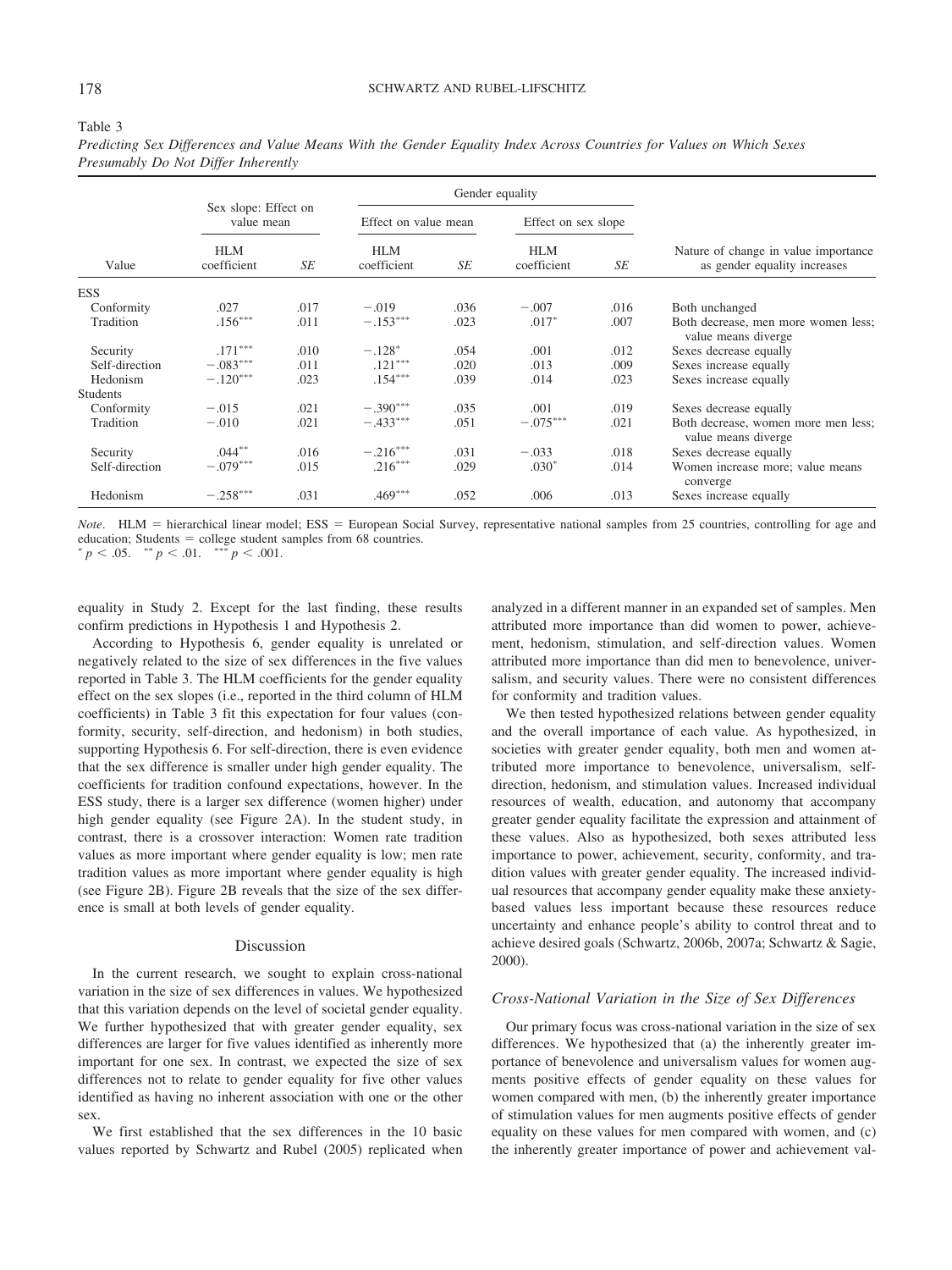Table 3

*Predicting Sex Differences and Value Means With the Gender Equality Index Across Countries for Values on Which Sexes Presumably Do Not Differ Inherently*

| Value | Sex slope: Effect on value mean | | Gender equality | | | | Nature of change in value importance as gender equality increases |
|---|---|---|---|---|---|---|---|
| | | | Effect on value mean | | Effect on sex slope | | |
| | HLM coefficient | *SE* | HLM coefficient | *SE* | HLM coefficient | *SE* | |
| ESS | | | | | | | |
| Conformity | .027 | .017 | −.019 | .036 | −.007 | .016 | Both unchanged |
| Tradition | .156*** | .011 | −.153*** | .023 | .017* | .007 | Both decrease, men more women less; value means diverge |
| Security | .171*** | .010 | −.128* | .054 | .001 | .012 | Sexes decrease equally |
| Self-direction | −.083*** | .011 | .121*** | .020 | .013 | .009 | Sexes increase equally |
| Hedonism | −.120*** | .023 | .154*** | .039 | .014 | .023 | Sexes increase equally |
| Students | | | | | | | |
| Conformity | −.015 | .021 | −.390*** | .035 | .001 | .019 | Sexes decrease equally |
| Tradition | −.010 | .021 | −.433*** | .051 | −.075*** | .021 | Both decrease, women more men less; value means diverge |
| Security | .044** | .016 | −.216*** | .031 | −.033 | .018 | Sexes decrease equally |
| Self-direction | −.079*** | .015 | .216*** | .029 | .030* | .014 | Women increase more; value means converge |
| Hedonism | −.258*** | .031 | .469*** | .052 | .006 | .013 | Sexes increase equally |

*Note*. HLM = hierarchical linear model; ESS = European Social Survey, representative national samples from 25 countries, controlling for age and education; Students = college student samples from 68 countries.
* $p < .05$. ** $p < .01$. *** $p < .001$.

equality in Study 2. Except for the last finding, these results confirm predictions in Hypothesis 1 and Hypothesis 2.

According to Hypothesis 6, gender equality is unrelated or negatively related to the size of sex differences in the five values reported in Table 3. The HLM coefficients for the gender equality effect on the sex slopes (i.e., reported in the third column of HLM coefficients) in Table 3 fit this expectation for four values (conformity, security, self-direction, and hedonism) in both studies, supporting Hypothesis 6. For self-direction, there is even evidence that the sex difference is smaller under high gender equality. The coefficients for tradition confound expectations, however. In the ESS study, there is a larger sex difference (women higher) under high gender equality (see Figure 2A). In the student study, in contrast, there is a crossover interaction: Women rate tradition values as more important where gender equality is low; men rate tradition values as more important where gender equality is high (see Figure 2B). Figure 2B reveals that the size of the sex difference is small at both levels of gender equality.

## Discussion

In the current research, we sought to explain cross-national variation in the size of sex differences in values. We hypothesized that this variation depends on the level of societal gender equality. We further hypothesized that with greater gender equality, sex differences are larger for five values identified as inherently more important for one sex. In contrast, we expected the size of sex differences not to relate to gender equality for five other values identified as having no inherent association with one or the other sex.

We first established that the sex differences in the 10 basic values reported by Schwartz and Rubel (2005) replicated when analyzed in a different manner in an expanded set of samples. Men attributed more importance than did women to power, achievement, hedonism, stimulation, and self-direction values. Women attributed more importance than did men to benevolence, universalism, and security values. There were no consistent differences for conformity and tradition values.

We then tested hypothesized relations between gender equality and the overall importance of each value. As hypothesized, in societies with greater gender equality, both men and women attributed more importance to benevolence, universalism, self-direction, hedonism, and stimulation values. Increased individual resources of wealth, education, and autonomy that accompany greater gender equality facilitate the expression and attainment of these values. Also as hypothesized, both sexes attributed less importance to power, achievement, security, conformity, and tradition values with greater gender equality. The increased individual resources that accompany gender equality make these anxiety-based values less important because these resources reduce uncertainty and enhance people's ability to control threat and to achieve desired goals (Schwartz, 2006b, 2007a; Schwartz & Sagie, 2000).

### Cross-National Variation in the Size of Sex Differences

Our primary focus was cross-national variation in the size of sex differences. We hypothesized that (a) the inherently greater importance of benevolence and universalism values for women augments positive effects of gender equality on these values for women compared with men, (b) the inherently greater importance of stimulation values for men augments positive effects of gender equality on these values for men compared with women, and (c) the inherently greater importance of power and achievement val-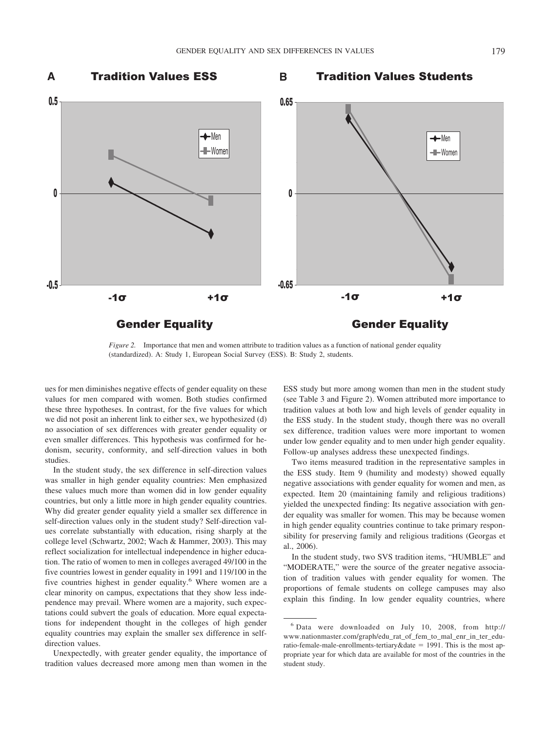*Figure 2.* Importance that men and women attribute to tradition values as a function of national gender equality (standardized). A: Study 1, European Social Survey (ESS). B: Study 2, students.

ues for men diminishes negative effects of gender equality on these values for men compared with women. Both studies confirmed these three hypotheses. In contrast, for the five values for which we did not posit an inherent link to either sex, we hypothesized (d) no association of sex differences with greater gender equality or even smaller differences. This hypothesis was confirmed for hedonism, security, conformity, and self-direction values in both studies.

In the student study, the sex difference in self-direction values was smaller in high gender equality countries: Men emphasized these values much more than women did in low gender equality countries, but only a little more in high gender equality countries. Why did greater gender equality yield a smaller sex difference in self-direction values only in the student study? Self-direction values correlate substantially with education, rising sharply at the college level (Schwartz, 2002; Wach & Hammer, 2003). This may reflect socialization for intellectual independence in higher education. The ratio of women to men in colleges averaged 49/100 in the five countries lowest in gender equality in 1991 and 119/100 in the five countries highest in gender equality.[6] Where women are a clear minority on campus, expectations that they show less independence may prevail. Where women are a majority, such expectations could subvert the goals of education. More equal expectations for independent thought in the colleges of high gender equality countries may explain the smaller sex difference in self-direction values.

Unexpectedly, with greater gender equality, the importance of tradition values decreased more among men than women in the ESS study but more among women than men in the student study (see Table 3 and Figure 2). Women attributed more importance to tradition values at both low and high levels of gender equality in the ESS study. In the student study, though there was no overall sex difference, tradition values were more important to women under low gender equality and to men under high gender equality. Follow-up analyses address these unexpected findings.

Two items measured tradition in the representative samples in the ESS study. Item 9 (humility and modesty) showed equally negative associations with gender equality for women and men, as expected. Item 20 (maintaining family and religious traditions) yielded the unexpected finding: Its negative association with gender equality was smaller for women. This may be because women in high gender equality countries continue to take primary responsibility for preserving family and religious traditions (Georgas et al., 2006).

In the student study, two SVS tradition items, "HUMBLE" and "MODERATE," were the source of the greater negative association of tradition values with gender equality for women. The proportions of female students on college campuses may also explain this finding. In low gender equality countries, where

[6] Data were downloaded on July 10, 2008, from http://www.nationmaster.com/graph/edu_rat_of_fem_to_mal_enr_in_ter_edu-ratio-female-male-enrollments-tertiary&date = 1991. This is the most appropriate year for which data are available for most of the countries in the student study.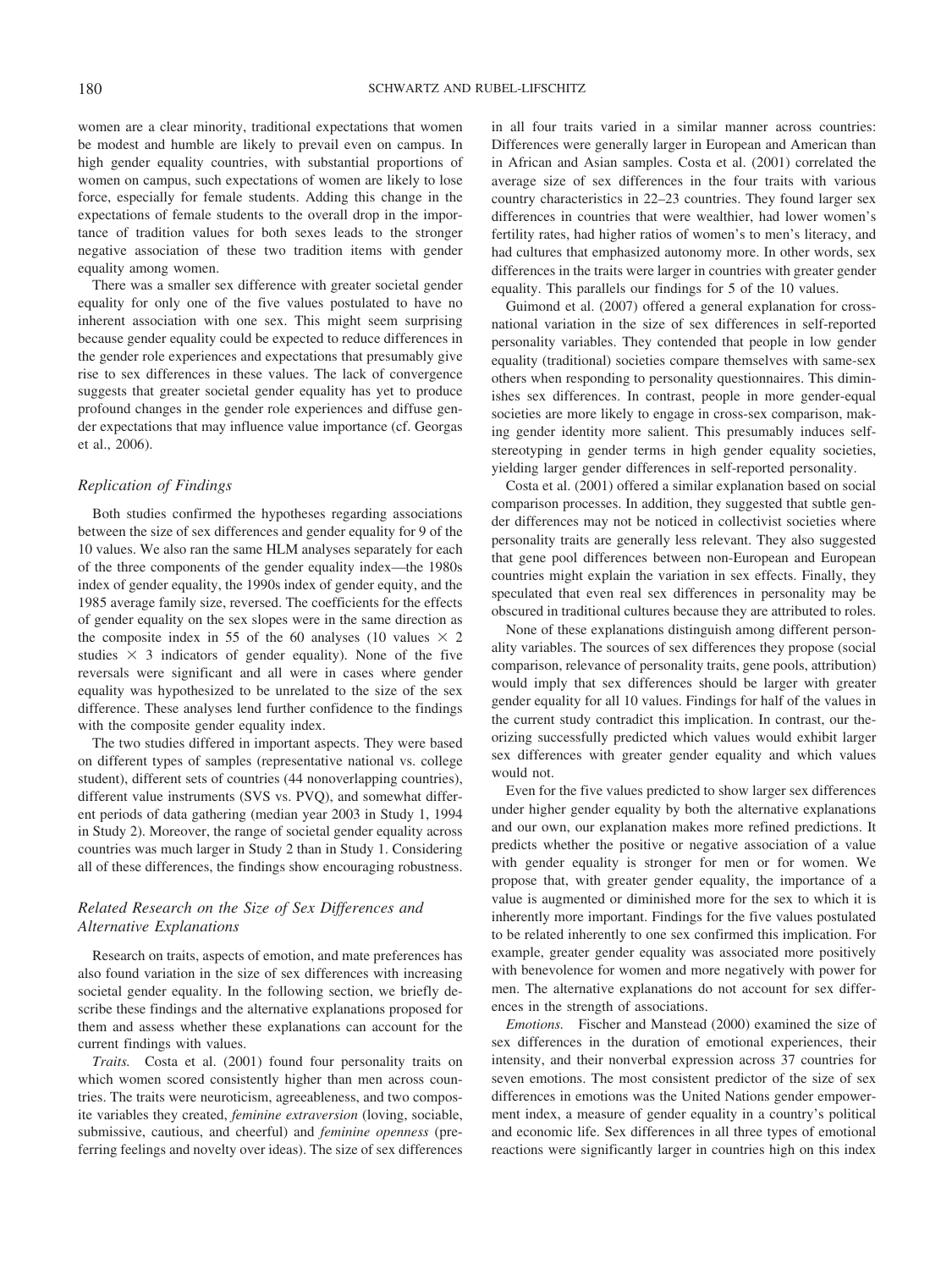women are a clear minority, traditional expectations that women be modest and humble are likely to prevail even on campus. In high gender equality countries, with substantial proportions of women on campus, such expectations of women are likely to lose force, especially for female students. Adding this change in the expectations of female students to the overall drop in the importance of tradition values for both sexes leads to the stronger negative association of these two tradition items with gender equality among women.

There was a smaller sex difference with greater societal gender equality for only one of the five values postulated to have no inherent association with one sex. This might seem surprising because gender equality could be expected to reduce differences in the gender role experiences and expectations that presumably give rise to sex differences in these values. The lack of convergence suggests that greater societal gender equality has yet to produce profound changes in the gender role experiences and diffuse gender expectations that may influence value importance (cf. Georgas et al., 2006).

### Replication of Findings

Both studies confirmed the hypotheses regarding associations between the size of sex differences and gender equality for 9 of the 10 values. We also ran the same HLM analyses separately for each of the three components of the gender equality index—the 1980s index of gender equality, the 1990s index of gender equity, and the 1985 average family size, reversed. The coefficients for the effects of gender equality on the sex slopes were in the same direction as the composite index in 55 of the 60 analyses (10 values $\times$ 2 studies $\times$ 3 indicators of gender equality). None of the five reversals were significant and all were in cases where gender equality was hypothesized to be unrelated to the size of the sex difference. These analyses lend further confidence to the findings with the composite gender equality index.

The two studies differed in important aspects. They were based on different types of samples (representative national vs. college student), different sets of countries (44 nonoverlapping countries), different value instruments (SVS vs. PVQ), and somewhat different periods of data gathering (median year 2003 in Study 1, 1994 in Study 2). Moreover, the range of societal gender equality across countries was much larger in Study 2 than in Study 1. Considering all of these differences, the findings show encouraging robustness.

### Related Research on the Size of Sex Differences and Alternative Explanations

Research on traits, aspects of emotion, and mate preferences has also found variation in the size of sex differences with increasing societal gender equality. In the following section, we briefly describe these findings and the alternative explanations proposed for them and assess whether these explanations can account for the current findings with values.

*Traits.* Costa et al. (2001) found four personality traits on which women scored consistently higher than men across countries. The traits were neuroticism, agreeableness, and two composite variables they created, *feminine extraversion* (loving, sociable, submissive, cautious, and cheerful) and *feminine openness* (preferring feelings and novelty over ideas). The size of sex differences in all four traits varied in a similar manner across countries: Differences were generally larger in European and American than in African and Asian samples. Costa et al. (2001) correlated the average size of sex differences in the four traits with various country characteristics in 22–23 countries. They found larger sex differences in countries that were wealthier, had lower women's fertility rates, had higher ratios of women's to men's literacy, and had cultures that emphasized autonomy more. In other words, sex differences in the traits were larger in countries with greater gender equality. This parallels our findings for 5 of the 10 values.

Guimond et al. (2007) offered a general explanation for cross-national variation in the size of sex differences in self-reported personality variables. They contended that people in low gender equality (traditional) societies compare themselves with same-sex others when responding to personality questionnaires. This diminishes sex differences. In contrast, people in more gender-equal societies are more likely to engage in cross-sex comparison, making gender identity more salient. This presumably induces self-stereotyping in gender terms in high gender equality societies, yielding larger gender differences in self-reported personality.

Costa et al. (2001) offered a similar explanation based on social comparison processes. In addition, they suggested that subtle gender differences may not be noticed in collectivist societies where personality traits are generally less relevant. They also suggested that gene pool differences between non-European and European countries might explain the variation in sex effects. Finally, they speculated that even real sex differences in personality may be obscured in traditional cultures because they are attributed to roles.

None of these explanations distinguish among different personality variables. The sources of sex differences they propose (social comparison, relevance of personality traits, gene pools, attribution) would imply that sex differences should be larger with greater gender equality for all 10 values. Findings for half of the values in the current study contradict this implication. In contrast, our theorizing successfully predicted which values would exhibit larger sex differences with greater gender equality and which values would not.

Even for the five values predicted to show larger sex differences under higher gender equality by both the alternative explanations and our own, our explanation makes more refined predictions. It predicts whether the positive or negative association of a value with gender equality is stronger for men or for women. We propose that, with greater gender equality, the importance of a value is augmented or diminished more for the sex to which it is inherently more important. Findings for the five values postulated to be related inherently to one sex confirmed this implication. For example, greater gender equality was associated more positively with benevolence for women and more negatively with power for men. The alternative explanations do not account for sex differences in the strength of associations.

*Emotions.* Fischer and Manstead (2000) examined the size of sex differences in the duration of emotional experiences, their intensity, and their nonverbal expression across 37 countries for seven emotions. The most consistent predictor of the size of sex differences in emotions was the United Nations gender empowerment index, a measure of gender equality in a country's political and economic life. Sex differences in all three types of emotional reactions were significantly larger in countries high on this index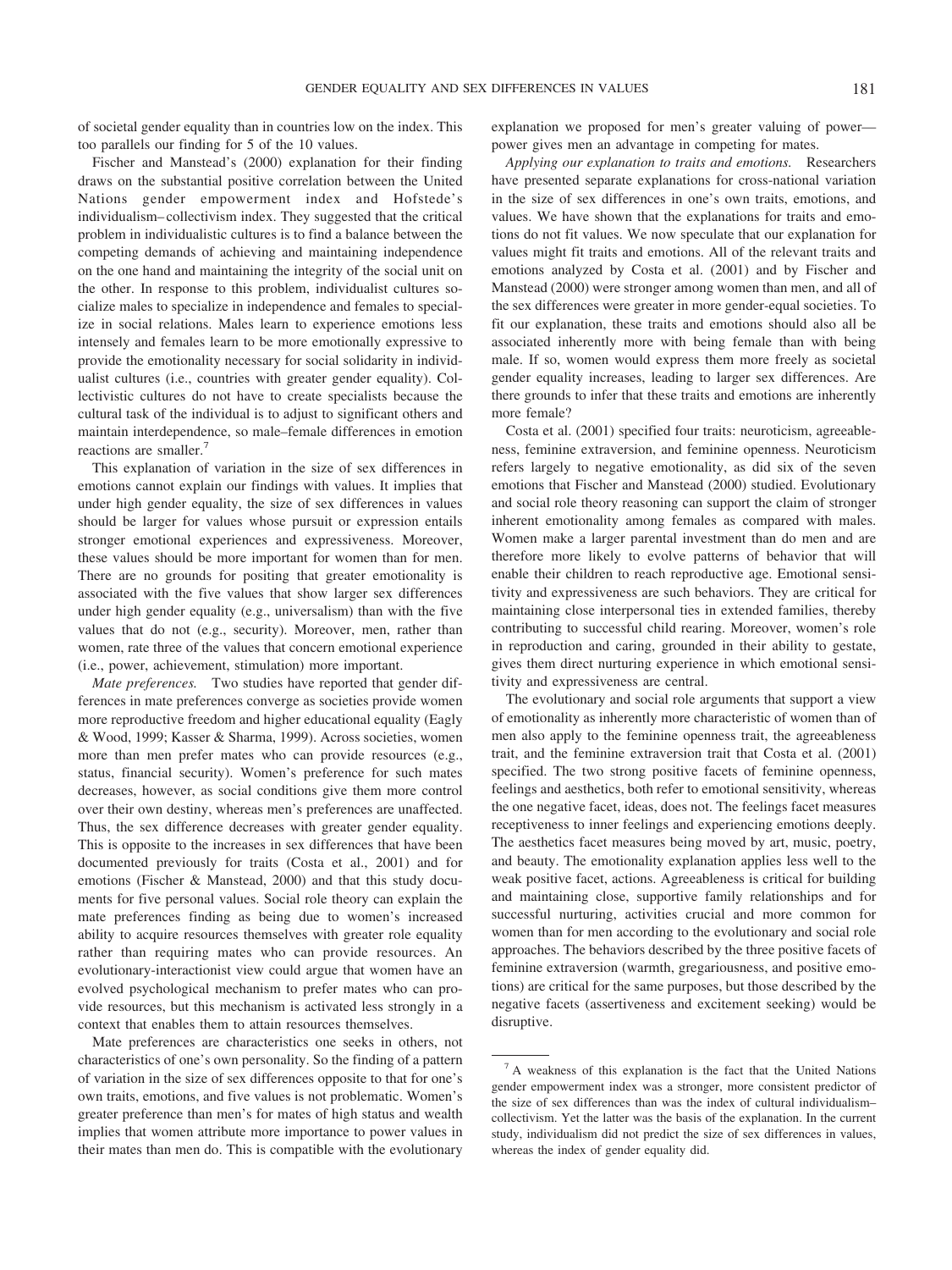of societal gender equality than in countries low on the index. This too parallels our finding for 5 of the 10 values.

Fischer and Manstead's (2000) explanation for their finding draws on the substantial positive correlation between the United Nations gender empowerment index and Hofstede's individualism–collectivism index. They suggested that the critical problem in individualistic cultures is to find a balance between the competing demands of achieving and maintaining independence on the one hand and maintaining the integrity of the social unit on the other. In response to this problem, individualist cultures socialize males to specialize in independence and females to specialize in social relations. Males learn to experience emotions less intensely and females learn to be more emotionally expressive to provide the emotionality necessary for social solidarity in individualist cultures (i.e., countries with greater gender equality). Collectivistic cultures do not have to create specialists because the cultural task of the individual is to adjust to significant others and maintain interdependence, so male–female differences in emotion reactions are smaller.[7]

This explanation of variation in the size of sex differences in emotions cannot explain our findings with values. It implies that under high gender equality, the size of sex differences in values should be larger for values whose pursuit or expression entails stronger emotional experiences and expressiveness. Moreover, these values should be more important for women than for men. There are no grounds for positing that greater emotionality is associated with the five values that show larger sex differences under high gender equality (e.g., universalism) than with the five values that do not (e.g., security). Moreover, men, rather than women, rate three of the values that concern emotional experience (i.e., power, achievement, stimulation) more important.

*Mate preferences.* Two studies have reported that gender differences in mate preferences converge as societies provide women more reproductive freedom and higher educational equality (Eagly & Wood, 1999; Kasser & Sharma, 1999). Across societies, women more than men prefer mates who can provide resources (e.g., status, financial security). Women's preference for such mates decreases, however, as social conditions give them more control over their own destiny, whereas men's preferences are unaffected. Thus, the sex difference decreases with greater gender equality. This is opposite to the increases in sex differences that have been documented previously for traits (Costa et al., 2001) and for emotions (Fischer & Manstead, 2000) and that this study documents for five personal values. Social role theory can explain the mate preferences finding as being due to women's increased ability to acquire resources themselves with greater role equality rather than requiring mates who can provide resources. An evolutionary-interactionist view could argue that women have an evolved psychological mechanism to prefer mates who can provide resources, but this mechanism is activated less strongly in a context that enables them to attain resources themselves.

Mate preferences are characteristics one seeks in others, not characteristics of one's own personality. So the finding of a pattern of variation in the size of sex differences opposite to that for one's own traits, emotions, and five values is not problematic. Women's greater preference than men's for mates of high status and wealth implies that women attribute more importance to power values in their mates than men do. This is compatible with the evolutionary explanation we proposed for men's greater valuing of power—power gives men an advantage in competing for mates.

*Applying our explanation to traits and emotions.* Researchers have presented separate explanations for cross-national variation in the size of sex differences in one's own traits, emotions, and values. We have shown that the explanations for traits and emotions do not fit values. We now speculate that our explanation for values might fit traits and emotions. All of the relevant traits and emotions analyzed by Costa et al. (2001) and by Fischer and Manstead (2000) were stronger among women than men, and all of the sex differences were greater in more gender-equal societies. To fit our explanation, these traits and emotions should also all be associated inherently more with being female than with being male. If so, women would express them more freely as societal gender equality increases, leading to larger sex differences. Are there grounds to infer that these traits and emotions are inherently more female?

Costa et al. (2001) specified four traits: neuroticism, agreeableness, feminine extraversion, and feminine openness. Neuroticism refers largely to negative emotionality, as did six of the seven emotions that Fischer and Manstead (2000) studied. Evolutionary and social role theory reasoning can support the claim of stronger inherent emotionality among females as compared with males. Women make a larger parental investment than do men and are therefore more likely to evolve patterns of behavior that will enable their children to reach reproductive age. Emotional sensitivity and expressiveness are such behaviors. They are critical for maintaining close interpersonal ties in extended families, thereby contributing to successful child rearing. Moreover, women's role in reproduction and caring, grounded in their ability to gestate, gives them direct nurturing experience in which emotional sensitivity and expressiveness are central.

The evolutionary and social role arguments that support a view of emotionality as inherently more characteristic of women than of men also apply to the feminine openness trait, the agreeableness trait, and the feminine extraversion trait that Costa et al. (2001) specified. The two strong positive facets of feminine openness, feelings and aesthetics, both refer to emotional sensitivity, whereas the one negative facet, ideas, does not. The feelings facet measures receptiveness to inner feelings and experiencing emotions deeply. The aesthetics facet measures being moved by art, music, poetry, and beauty. The emotionality explanation applies less well to the weak positive facet, actions. Agreeableness is critical for building and maintaining close, supportive family relationships and for successful nurturing, activities crucial and more common for women than for men according to the evolutionary and social role approaches. The behaviors described by the three positive facets of feminine extraversion (warmth, gregariousness, and positive emotions) are critical for the same purposes, but those described by the negative facets (assertiveness and excitement seeking) would be disruptive.

---

[7] A weakness of this explanation is the fact that the United Nations gender empowerment index was a stronger, more consistent predictor of the size of sex differences than was the index of cultural individualism–collectivism. Yet the latter was the basis of the explanation. In the current study, individualism did not predict the size of sex differences in values, whereas the index of gender equality did.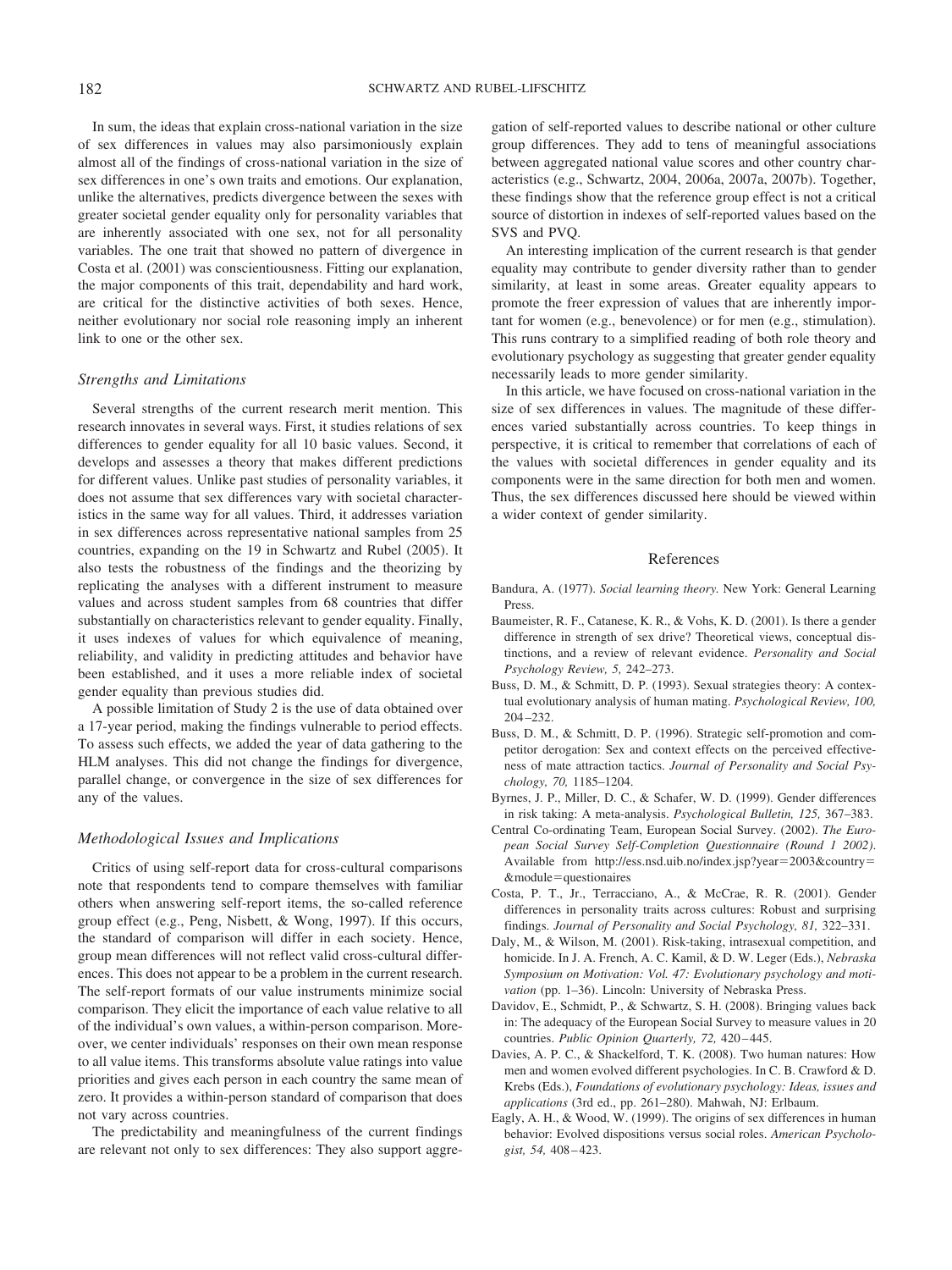In sum, the ideas that explain cross-national variation in the size of sex differences in values may also parsimoniously explain almost all of the findings of cross-national variation in the size of sex differences in one's own traits and emotions. Our explanation, unlike the alternatives, predicts divergence between the sexes with greater societal gender equality only for personality variables that are inherently associated with one sex, not for all personality variables. The one trait that showed no pattern of divergence in Costa et al. (2001) was conscientiousness. Fitting our explanation, the major components of this trait, dependability and hard work, are critical for the distinctive activities of both sexes. Hence, neither evolutionary nor social role reasoning imply an inherent link to one or the other sex.

### Strengths and Limitations

Several strengths of the current research merit mention. This research innovates in several ways. First, it studies relations of sex differences to gender equality for all 10 basic values. Second, it develops and assesses a theory that makes different predictions for different values. Unlike past studies of personality variables, it does not assume that sex differences vary with societal characteristics in the same way for all values. Third, it addresses variation in sex differences across representative national samples from 25 countries, expanding on the 19 in Schwartz and Rubel (2005). It also tests the robustness of the findings and the theorizing by replicating the analyses with a different instrument to measure values and across student samples from 68 countries that differ substantially on characteristics relevant to gender equality. Finally, it uses indexes of values for which equivalence of meaning, reliability, and validity in predicting attitudes and behavior have been established, and it uses a more reliable index of societal gender equality than previous studies did.

A possible limitation of Study 2 is the use of data obtained over a 17-year period, making the findings vulnerable to period effects. To assess such effects, we added the year of data gathering to the HLM analyses. This did not change the findings for divergence, parallel change, or convergence in the size of sex differences for any of the values.

### Methodological Issues and Implications

Critics of using self-report data for cross-cultural comparisons note that respondents tend to compare themselves with familiar others when answering self-report items, the so-called reference group effect (e.g., Peng, Nisbett, & Wong, 1997). If this occurs, the standard of comparison will differ in each society. Hence, group mean differences will not reflect valid cross-cultural differences. This does not appear to be a problem in the current research. The self-report formats of our value instruments minimize social comparison. They elicit the importance of each value relative to all of the individual's own values, a within-person comparison. Moreover, we center individuals' responses on their own mean response to all value items. This transforms absolute value ratings into value priorities and gives each person in each country the same mean of zero. It provides a within-person standard of comparison that does not vary across countries.

The predictability and meaningfulness of the current findings are relevant not only to sex differences: They also support aggregation of self-reported values to describe national or other culture group differences. They add to tens of meaningful associations between aggregated national value scores and other country characteristics (e.g., Schwartz, 2004, 2006a, 2007a, 2007b). Together, these findings show that the reference group effect is not a critical source of distortion in indexes of self-reported values based on the SVS and PVQ.

An interesting implication of the current research is that gender equality may contribute to gender diversity rather than to gender similarity, at least in some areas. Greater equality appears to promote the freer expression of values that are inherently important for women (e.g., benevolence) or for men (e.g., stimulation). This runs contrary to a simplified reading of both role theory and evolutionary psychology as suggesting that greater gender equality necessarily leads to more gender similarity.

In this article, we have focused on cross-national variation in the size of sex differences in values. The magnitude of these differences varied substantially across countries. To keep things in perspective, it is critical to remember that correlations of each of the values with societal differences in gender equality and its components were in the same direction for both men and women. Thus, the sex differences discussed here should be viewed within a wider context of gender similarity.

## References

Bandura, A. (1977). *Social learning theory.* New York: General Learning Press.

Baumeister, R. F., Catanese, K. R., & Vohs, K. D. (2001). Is there a gender difference in strength of sex drive? Theoretical views, conceptual distinctions, and a review of relevant evidence. *Personality and Social Psychology Review, 5,* 242–273.

Buss, D. M., & Schmitt, D. P. (1993). Sexual strategies theory: A contextual evolutionary analysis of human mating. *Psychological Review, 100,* 204–232.

Buss, D. M., & Schmitt, D. P. (1996). Strategic self-promotion and competitor derogation: Sex and context effects on the perceived effectiveness of mate attraction tactics. *Journal of Personality and Social Psychology, 70,* 1185–1204.

Byrnes, J. P., Miller, D. C., & Schafer, W. D. (1999). Gender differences in risk taking: A meta-analysis. *Psychological Bulletin, 125,* 367–383.

Central Co-ordinating Team, European Social Survey. (2002). *The European Social Survey Self-Completion Questionnaire (Round 1 2002).* Available from http://ess.nsd.uib.no/index.jsp?year=2003&country=&module=questionaires

Costa, P. T., Jr., Terracciano, A., & McCrae, R. R. (2001). Gender differences in personality traits across cultures: Robust and surprising findings. *Journal of Personality and Social Psychology, 81,* 322–331.

Daly, M., & Wilson, M. (2001). Risk-taking, intrasexual competition, and homicide. In J. A. French, A. C. Kamil, & D. W. Leger (Eds.), *Nebraska Symposium on Motivation: Vol. 47: Evolutionary psychology and motivation* (pp. 1–36). Lincoln: University of Nebraska Press.

Davidov, E., Schmidt, P., & Schwartz, S. H. (2008). Bringing values back in: The adequacy of the European Social Survey to measure values in 20 countries. *Public Opinion Quarterly, 72,* 420–445.

Davies, A. P. C., & Shackelford, T. K. (2008). Two human natures: How men and women evolved different psychologies. In C. B. Crawford & D. Krebs (Eds.), *Foundations of evolutionary psychology: Ideas, issues and applications* (3rd ed., pp. 261–280). Mahwah, NJ: Erlbaum.

Eagly, A. H., & Wood, W. (1999). The origins of sex differences in human behavior: Evolved dispositions versus social roles. *American Psychologist, 54,* 408–423.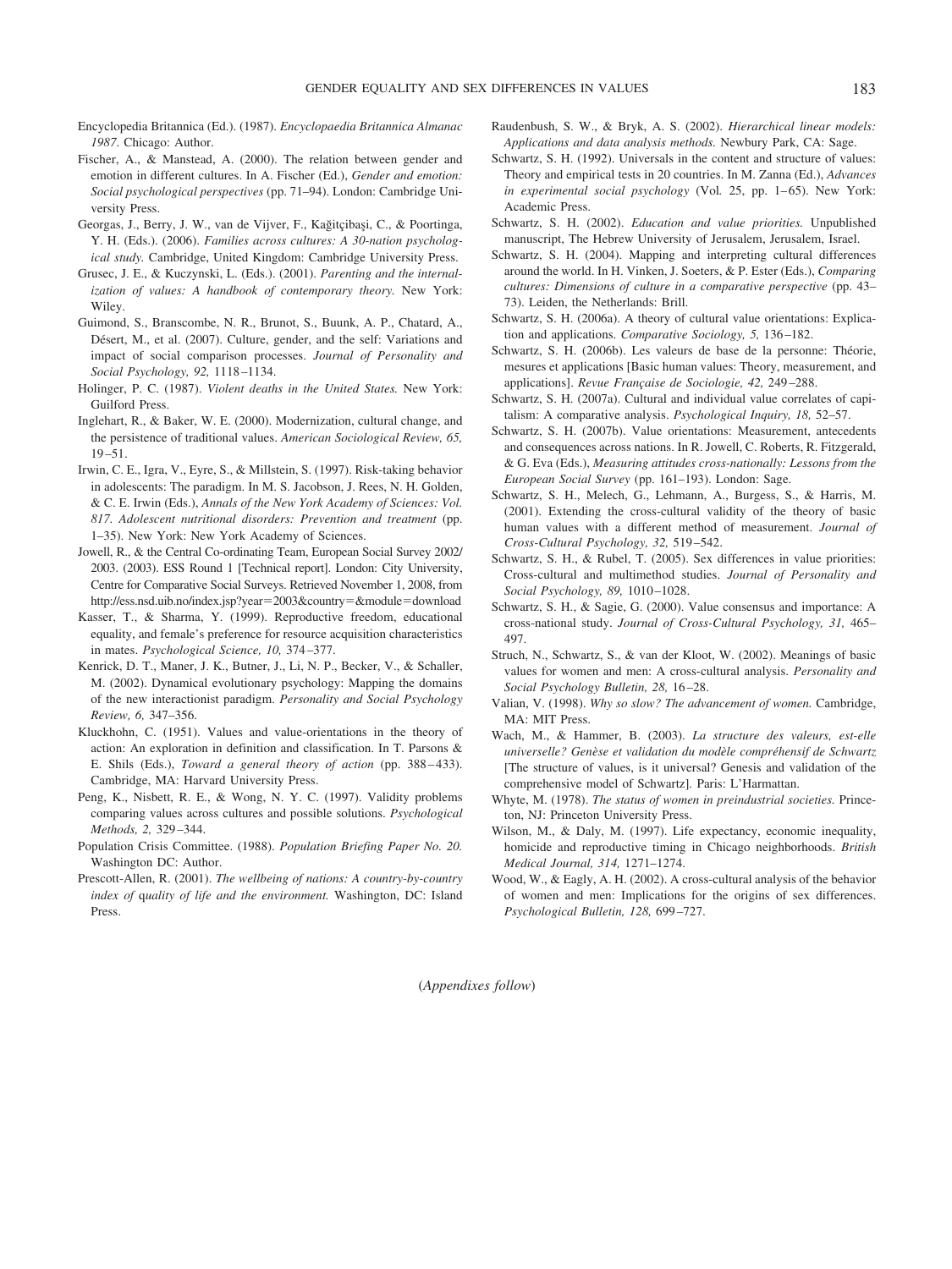Encyclopedia Britannica (Ed.). (1987). *Encyclopaedia Britannica Almanac 1987.* Chicago: Author.

Fischer, A., & Manstead, A. (2000). The relation between gender and emotion in different cultures. In A. Fischer (Ed.), *Gender and emotion: Social psychological perspectives* (pp. 71–94). London: Cambridge University Press.

Georgas, J., Berry, J. W., van de Vijver, F., Kağitçibaşi, C., & Poortinga, Y. H. (Eds.). (2006). *Families across cultures: A 30-nation psychological study.* Cambridge, United Kingdom: Cambridge University Press.

Grusec, J. E., & Kuczynski, L. (Eds.). (2001). *Parenting and the internalization of values: A handbook of contemporary theory.* New York: Wiley.

Guimond, S., Branscombe, N. R., Brunot, S., Buunk, A. P., Chatard, A., Désert, M., et al. (2007). Culture, gender, and the self: Variations and impact of social comparison processes. *Journal of Personality and Social Psychology, 92,* 1118–1134.

Holinger, P. C. (1987). *Violent deaths in the United States.* New York: Guilford Press.

Inglehart, R., & Baker, W. E. (2000). Modernization, cultural change, and the persistence of traditional values. *American Sociological Review, 65,* 19–51.

Irwin, C. E., Igra, V., Eyre, S., & Millstein, S. (1997). Risk-taking behavior in adolescents: The paradigm. In M. S. Jacobson, J. Rees, N. H. Golden, & C. E. Irwin (Eds.), *Annals of the New York Academy of Sciences: Vol. 817. Adolescent nutritional disorders: Prevention and treatment* (pp. 1–35). New York: New York Academy of Sciences.

Jowell, R., & the Central Co-ordinating Team, European Social Survey 2002/2003. (2003). ESS Round 1 [Technical report]. London: City University, Centre for Comparative Social Surveys. Retrieved November 1, 2008, from http://ess.nsd.uib.no/index.jsp?year=2003&country=&module=download

Kasser, T., & Sharma, Y. (1999). Reproductive freedom, educational equality, and female's preference for resource acquisition characteristics in mates. *Psychological Science, 10,* 374–377.

Kenrick, D. T., Maner, J. K., Butner, J., Li, N. P., Becker, V., & Schaller, M. (2002). Dynamical evolutionary psychology: Mapping the domains of the new interactionist paradigm. *Personality and Social Psychology Review, 6,* 347–356.

Kluckhohn, C. (1951). Values and value-orientations in the theory of action: An exploration in definition and classification. In T. Parsons & E. Shils (Eds.), *Toward a general theory of action* (pp. 388–433). Cambridge, MA: Harvard University Press.

Peng, K., Nisbett, R. E., & Wong, N. Y. C. (1997). Validity problems comparing values across cultures and possible solutions. *Psychological Methods, 2,* 329–344.

Population Crisis Committee. (1988). *Population Briefing Paper No. 20.* Washington DC: Author.

Prescott-Allen, R. (2001). *The wellbeing of nations: A country-by-country index of quality of life and the environment.* Washington, DC: Island Press.

Raudenbush, S. W., & Bryk, A. S. (2002). *Hierarchical linear models: Applications and data analysis methods.* Newbury Park, CA: Sage.

Schwartz, S. H. (1992). Universals in the content and structure of values: Theory and empirical tests in 20 countries. In M. Zanna (Ed.), *Advances in experimental social psychology* (Vol. 25, pp. 1–65). New York: Academic Press.

Schwartz, S. H. (2002). *Education and value priorities.* Unpublished manuscript, The Hebrew University of Jerusalem, Jerusalem, Israel.

Schwartz, S. H. (2004). Mapping and interpreting cultural differences around the world. In H. Vinken, J. Soeters, & P. Ester (Eds.), *Comparing cultures: Dimensions of culture in a comparative perspective* (pp. 43–73). Leiden, the Netherlands: Brill.

Schwartz, S. H. (2006a). A theory of cultural value orientations: Explication and applications. *Comparative Sociology, 5,* 136–182.

Schwartz, S. H. (2006b). Les valeurs de base de la personne: Théorie, mesures et applications [Basic human values: Theory, measurement, and applications]. *Revue Française de Sociologie, 42,* 249–288.

Schwartz, S. H. (2007a). Cultural and individual value correlates of capitalism: A comparative analysis. *Psychological Inquiry, 18,* 52–57.

Schwartz, S. H. (2007b). Value orientations: Measurement, antecedents and consequences across nations. In R. Jowell, C. Roberts, R. Fitzgerald, & G. Eva (Eds.), *Measuring attitudes cross-nationally: Lessons from the European Social Survey* (pp. 161–193). London: Sage.

Schwartz, S. H., Melech, G., Lehmann, A., Burgess, S., & Harris, M. (2001). Extending the cross-cultural validity of the theory of basic human values with a different method of measurement. *Journal of Cross-Cultural Psychology, 32,* 519–542.

Schwartz, S. H., & Rubel, T. (2005). Sex differences in value priorities: Cross-cultural and multimethod studies. *Journal of Personality and Social Psychology, 89,* 1010–1028.

Schwartz, S. H., & Sagie, G. (2000). Value consensus and importance: A cross-national study. *Journal of Cross-Cultural Psychology, 31,* 465–497.

Struch, N., Schwartz, S., & van der Kloot, W. (2002). Meanings of basic values for women and men: A cross-cultural analysis. *Personality and Social Psychology Bulletin, 28,* 16–28.

Valian, V. (1998). *Why so slow? The advancement of women.* Cambridge, MA: MIT Press.

Wach, M., & Hammer, B. (2003). *La structure des valeurs, est-elle universelle? Genèse et validation du modèle compréhensif de Schwartz* [The structure of values, is it universal? Genesis and validation of the comprehensive model of Schwartz]. Paris: L'Harmattan.

Whyte, M. (1978). *The status of women in preindustrial societies.* Princeton, NJ: Princeton University Press.

Wilson, M., & Daly, M. (1997). Life expectancy, economic inequality, homicide and reproductive timing in Chicago neighborhoods. *British Medical Journal, 314,* 1271–1274.

Wood, W., & Eagly, A. H. (2002). A cross-cultural analysis of the behavior of women and men: Implications for the origins of sex differences. *Psychological Bulletin, 128,* 699–727.

(*Appendixes follow*)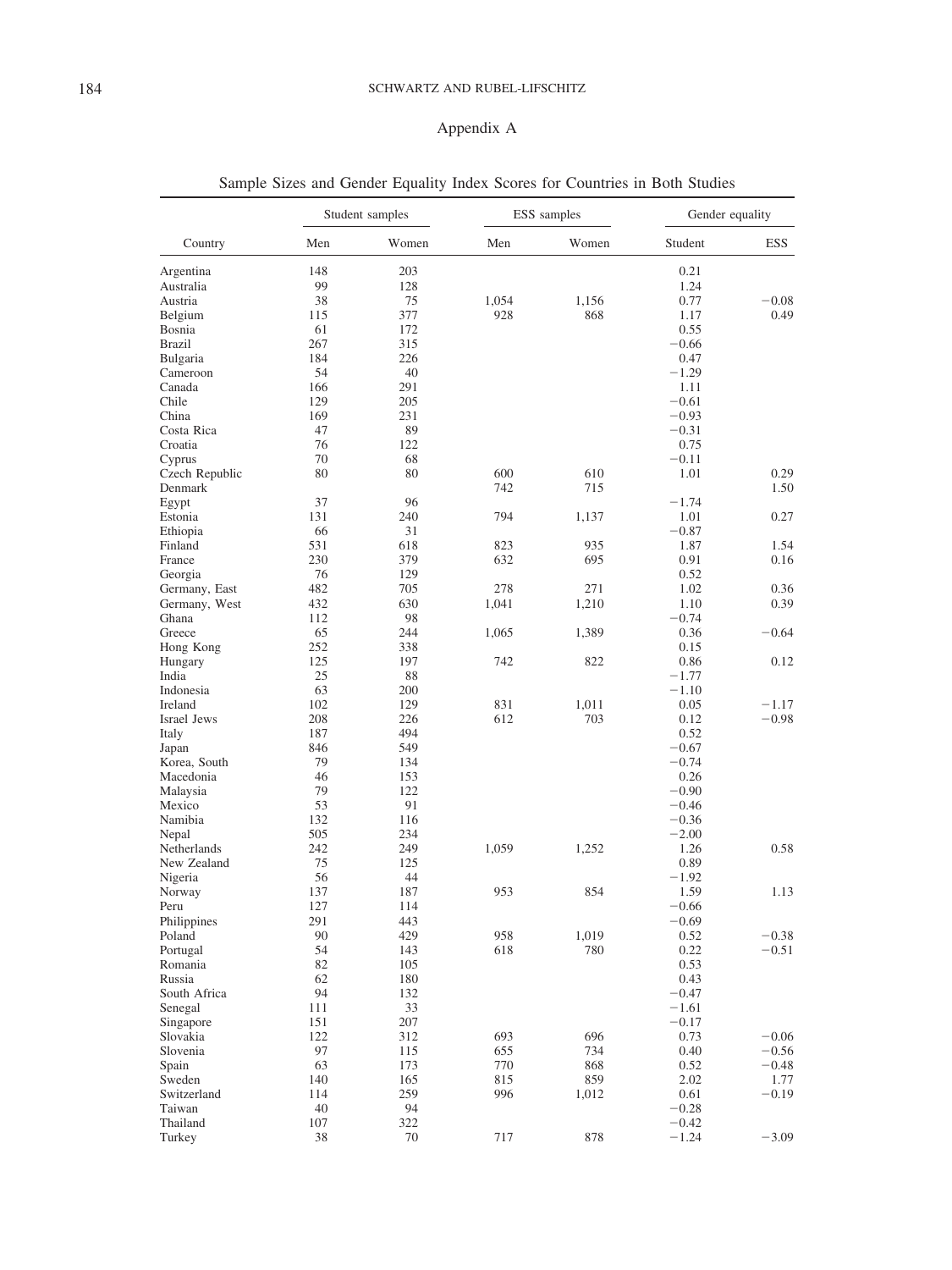## Appendix A

Sample Sizes and Gender Equality Index Scores for Countries in Both Studies

| Country | Student samples | | ESS samples | | Gender equality | |
|---|---|---|---|---|---|---|
| | Men | Women | Men | Women | Student | ESS |
| Argentina | 148 | 203 | | | 0.21 | |
| Australia | 99 | 128 | | | 1.24 | |
| Austria | 38 | 75 | 1,054 | 1,156 | 0.77 | −0.08 |
| Belgium | 115 | 377 | 928 | 868 | 1.17 | 0.49 |
| Bosnia | 61 | 172 | | | 0.55 | |
| Brazil | 267 | 315 | | | −0.66 | |
| Bulgaria | 184 | 226 | | | 0.47 | |
| Cameroon | 54 | 40 | | | −1.29 | |
| Canada | 166 | 291 | | | 1.11 | |
| Chile | 129 | 205 | | | −0.61 | |
| China | 169 | 231 | | | −0.93 | |
| Costa Rica | 47 | 89 | | | −0.31 | |
| Croatia | 76 | 122 | | | 0.75 | |
| Cyprus | 70 | 68 | | | −0.11 | |
| Czech Republic | 80 | 80 | 600 | 610 | 1.01 | 0.29 |
| Denmark | | | 742 | 715 | | 1.50 |
| Egypt | 37 | 96 | | | −1.74 | |
| Estonia | 131 | 240 | 794 | 1,137 | 1.01 | 0.27 |
| Ethiopia | 66 | 31 | | | −0.87 | |
| Finland | 531 | 618 | 823 | 935 | 1.87 | 1.54 |
| France | 230 | 379 | 632 | 695 | 0.91 | 0.16 |
| Georgia | 76 | 129 | | | 0.52 | |
| Germany, East | 482 | 705 | 278 | 271 | 1.02 | 0.36 |
| Germany, West | 432 | 630 | 1,041 | 1,210 | 1.10 | 0.39 |
| Ghana | 112 | 98 | | | −0.74 | |
| Greece | 65 | 244 | 1,065 | 1,389 | 0.36 | −0.64 |
| Hong Kong | 252 | 338 | | | 0.15 | |
| Hungary | 125 | 197 | 742 | 822 | 0.86 | 0.12 |
| India | 25 | 88 | | | −1.77 | |
| Indonesia | 63 | 200 | | | −1.10 | |
| Ireland | 102 | 129 | 831 | 1,011 | 0.05 | −1.17 |
| Israel Jews | 208 | 226 | 612 | 703 | 0.12 | −0.98 |
| Italy | 187 | 494 | | | 0.52 | |
| Japan | 846 | 549 | | | −0.67 | |
| Korea, South | 79 | 134 | | | −0.74 | |
| Macedonia | 46 | 153 | | | 0.26 | |
| Malaysia | 79 | 122 | | | −0.90 | |
| Mexico | 53 | 91 | | | −0.46 | |
| Namibia | 132 | 116 | | | −0.36 | |
| Nepal | 505 | 234 | | | −2.00 | |
| Netherlands | 242 | 249 | 1,059 | 1,252 | 1.26 | 0.58 |
| New Zealand | 75 | 125 | | | 0.89 | |
| Nigeria | 56 | 44 | | | −1.92 | |
| Norway | 137 | 187 | 953 | 854 | 1.59 | 1.13 |
| Peru | 127 | 114 | | | −0.66 | |
| Philippines | 291 | 443 | | | −0.69 | |
| Poland | 90 | 429 | 958 | 1,019 | 0.52 | −0.38 |
| Portugal | 54 | 143 | 618 | 780 | 0.22 | −0.51 |
| Romania | 82 | 105 | | | 0.53 | |
| Russia | 62 | 180 | | | 0.43 | |
| South Africa | 94 | 132 | | | −0.47 | |
| Senegal | 111 | 33 | | | −1.61 | |
| Singapore | 151 | 207 | | | −0.17 | |
| Slovakia | 122 | 312 | 693 | 696 | 0.73 | −0.06 |
| Slovenia | 97 | 115 | 655 | 734 | 0.40 | −0.56 |
| Spain | 63 | 173 | 770 | 868 | 0.52 | −0.48 |
| Sweden | 140 | 165 | 815 | 859 | 2.02 | 1.77 |
| Switzerland | 114 | 259 | 996 | 1,012 | 0.61 | −0.19 |
| Taiwan | 40 | 94 | | | −0.28 | |
| Thailand | 107 | 322 | | | −0.42 | |
| Turkey | 38 | 70 | 717 | 878 | −1.24 | −3.09 |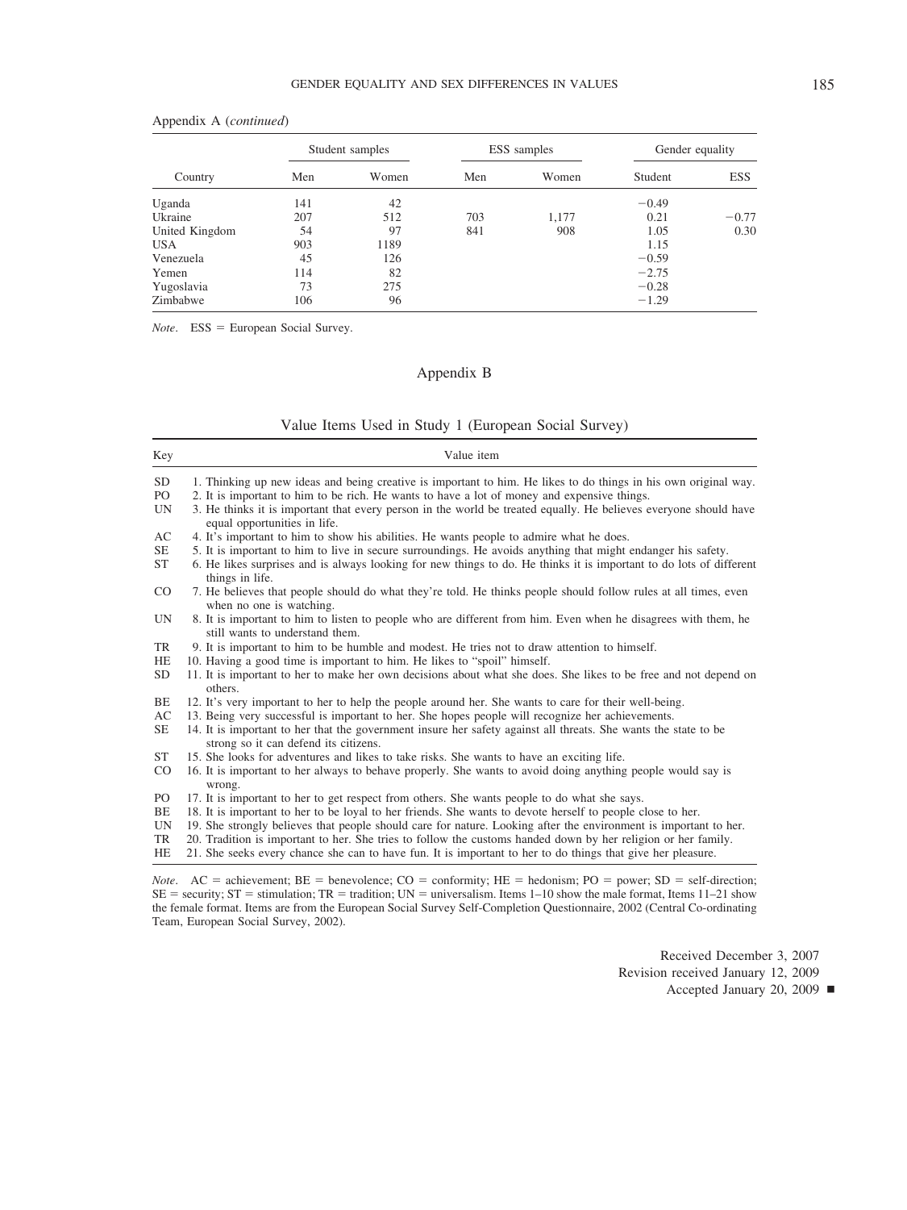Appendix A (*continued*)

| Country | Student samples | | ESS samples | | Gender equality | |
|---|---|---|---|---|---|---|
| | Men | Women | Men | Women | Student | ESS |
| Uganda | 141 | 42 | | | −0.49 | |
| Ukraine | 207 | 512 | 703 | 1,177 | 0.21 | −0.77 |
| United Kingdom | 54 | 97 | 841 | 908 | 1.05 | 0.30 |
| USA | 903 | 1189 | | | 1.15 | |
| Venezuela | 45 | 126 | | | −0.59 | |
| Yemen | 114 | 82 | | | −2.75 | |
| Yugoslavia | 73 | 275 | | | −0.28 | |
| Zimbabwe | 106 | 96 | | | −1.29 | |

*Note*. ESS = European Social Survey.

## Appendix B

### Value Items Used in Study 1 (European Social Survey)

| Key | Value item |
|---|---|
| SD | 1. Thinking up new ideas and being creative is important to him. He likes to do things in his own original way. |
| PO | 2. It is important to him to be rich. He wants to have a lot of money and expensive things. |
| UN | 3. He thinks it is important that every person in the world be treated equally. He believes everyone should have equal opportunities in life. |
| AC | 4. It's important to him to show his abilities. He wants people to admire what he does. |
| SE | 5. It is important to him to live in secure surroundings. He avoids anything that might endanger his safety. |
| ST | 6. He likes surprises and is always looking for new things to do. He thinks it is important to do lots of different things in life. |
| CO | 7. He believes that people should do what they're told. He thinks people should follow rules at all times, even when no one is watching. |
| UN | 8. It is important to him to listen to people who are different from him. Even when he disagrees with them, he still wants to understand them. |
| TR | 9. It is important to him to be humble and modest. He tries not to draw attention to himself. |
| HE | 10. Having a good time is important to him. He likes to "spoil" himself. |
| SD | 11. It is important to her to make her own decisions about what she does. She likes to be free and not depend on others. |
| BE | 12. It's very important to her to help the people around her. She wants to care for their well-being. |
| AC | 13. Being very successful is important to her. She hopes people will recognize her achievements. |
| SE | 14. It is important to her that the government insure her safety against all threats. She wants the state to be strong so it can defend its citizens. |
| ST | 15. She looks for adventures and likes to take risks. She wants to have an exciting life. |
| CO | 16. It is important to her always to behave properly. She wants to avoid doing anything people would say is wrong. |
| PO | 17. It is important to her to get respect from others. She wants people to do what she says. |
| BE | 18. It is important to her to be loyal to her friends. She wants to devote herself to people close to her. |
| UN | 19. She strongly believes that people should care for nature. Looking after the environment is important to her. |
| TR | 20. Tradition is important to her. She tries to follow the customs handed down by her religion or her family. |
| HE | 21. She seeks every chance she can to have fun. It is important to her to do things that give her pleasure. |

*Note*. AC = achievement; BE = benevolence; CO = conformity; HE = hedonism; PO = power; SD = self-direction; SE = security; ST = stimulation; TR = tradition; UN = universalism. Items 1–10 show the male format, Items 11–21 show the female format. Items are from the European Social Survey Self-Completion Questionnaire, 2002 (Central Co-ordinating Team, European Social Survey, 2002).

Received December 3, 2007
Revision received January 12, 2009
Accepted January 20, 2009 ■